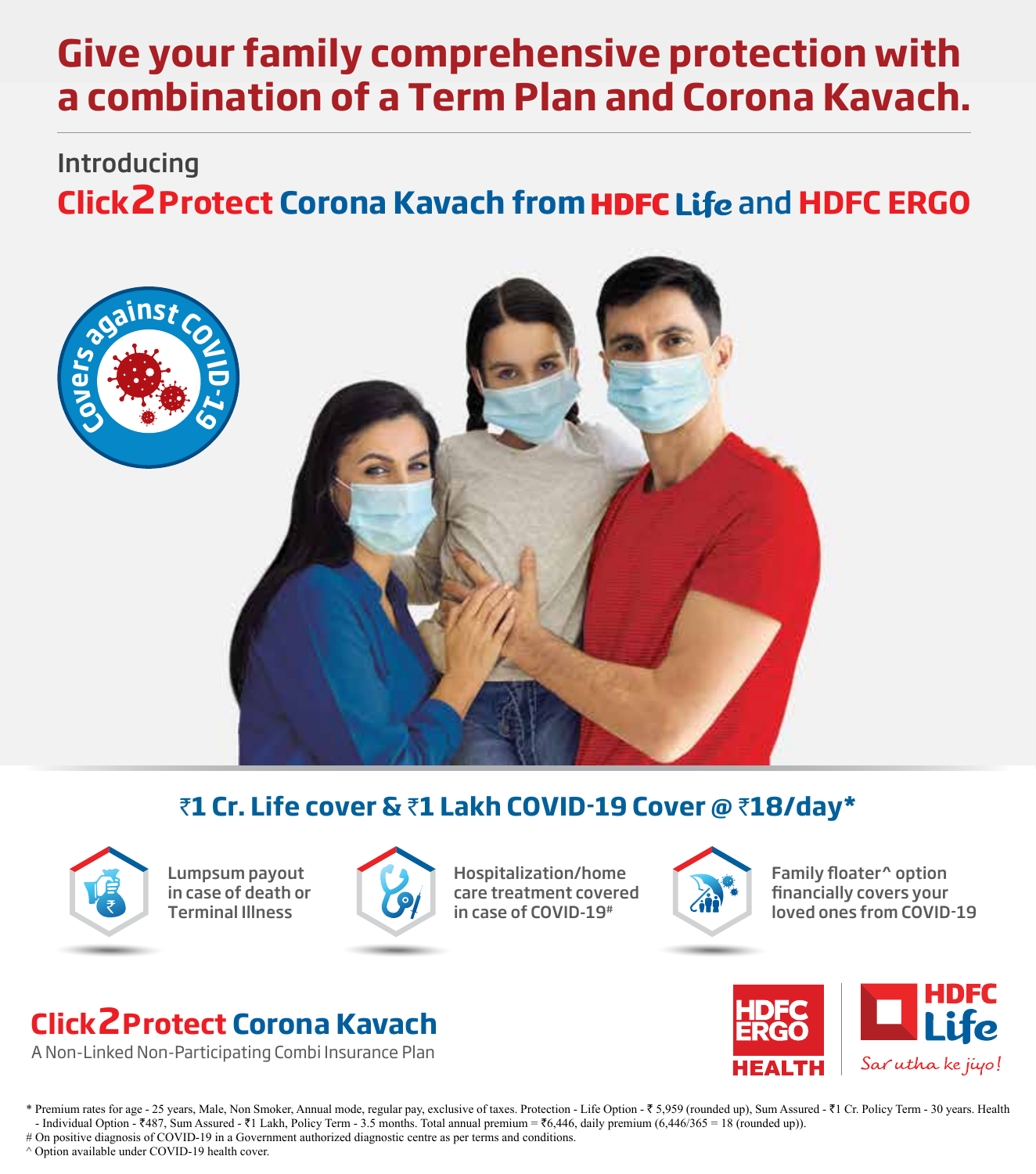# Give your family comprehensive protection with a combination of a Term Plan and Corona Kavach.

Introducing

## Click2Protect Corona Kavach from HDFC Life and HDFC ERGO

Covers against COVID-19

### ₹1 Cr. Life cover & ₹1 Lakh COVID-19 Cover @ ₹18/day*

- Lumpsum payout in case of death or Terminal Illness
- Hospitalization/home care treatment covered in case of COVID-19#
- Family floater^ option financially covers your loved ones from COVID-19

**Click2Protect Corona Kavach**

A Non-Linked Non-Participating Combi Insurance Plan

HDFC ERGO HEALTH | HDFC Life — Sar utha ke jiyo!

* Premium rates for age - 25 years, Male, Non Smoker, Annual mode, regular pay, exclusive of taxes. Protection - Life Option - ₹ 5,959 (rounded up), Sum Assured - ₹1 Cr. Policy Term - 30 years. Health - Individual Option - ₹487, Sum Assured - ₹1 Lakh, Policy Term - 3.5 months. Total annual premium = ₹6,446, daily premium (6,446/365 = 18 (rounded up)).

# On positive diagnosis of COVID-19 in a Government authorized diagnostic centre as per terms and conditions.

^ Option available under COVID-19 health cover.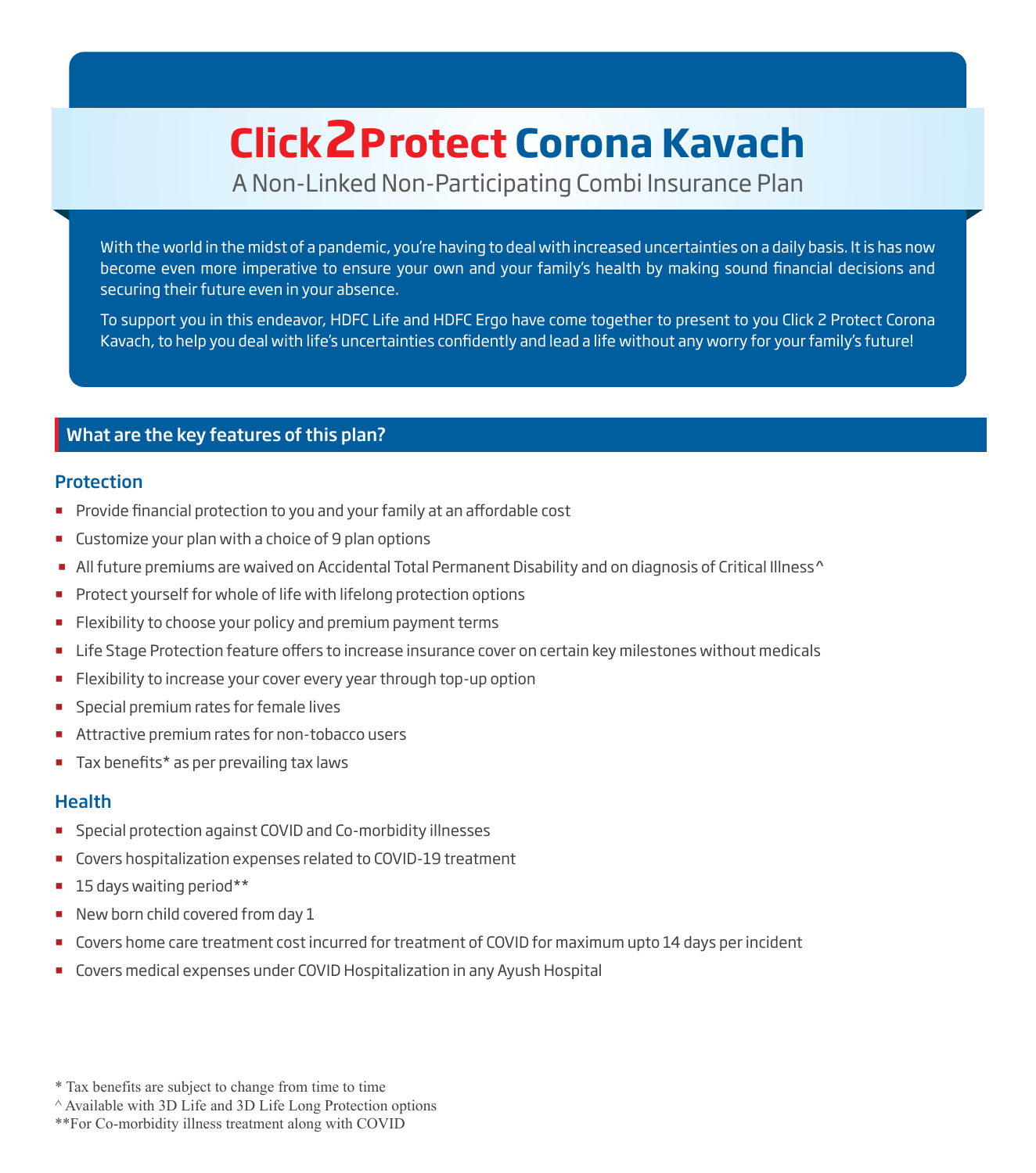# Click2Protect Corona Kavach

A Non-Linked Non-Participating Combi Insurance Plan

With the world in the midst of a pandemic, you're having to deal with increased uncertainties on a daily basis. It is has now become even more imperative to ensure your own and your family's health by making sound financial decisions and securing their future even in your absence.

To support you in this endeavor, HDFC Life and HDFC Ergo have come together to present to you Click 2 Protect Corona Kavach, to help you deal with life's uncertainties confidently and lead a life without any worry for your family's future!

## What are the key features of this plan?

### Protection

- Provide financial protection to you and your family at an affordable cost
- Customize your plan with a choice of 9 plan options
- All future premiums are waived on Accidental Total Permanent Disability and on diagnosis of Critical Illness^
- Protect yourself for whole of life with lifelong protection options
- Flexibility to choose your policy and premium payment terms
- Life Stage Protection feature offers to increase insurance cover on certain key milestones without medicals
- Flexibility to increase your cover every year through top-up option
- Special premium rates for female lives
- Attractive premium rates for non-tobacco users
- Tax benefits* as per prevailing tax laws

### Health

- Special protection against COVID and Co-morbidity illnesses
- Covers hospitalization expenses related to COVID-19 treatment
- 15 days waiting period**
- New born child covered from day 1
- Covers home care treatment cost incurred for treatment of COVID for maximum upto 14 days per incident
- Covers medical expenses under COVID Hospitalization in any Ayush Hospital

\* Tax benefits are subject to change from time to time

^ Available with 3D Life and 3D Life Long Protection options

**For Co-morbidity illness treatment along with COVID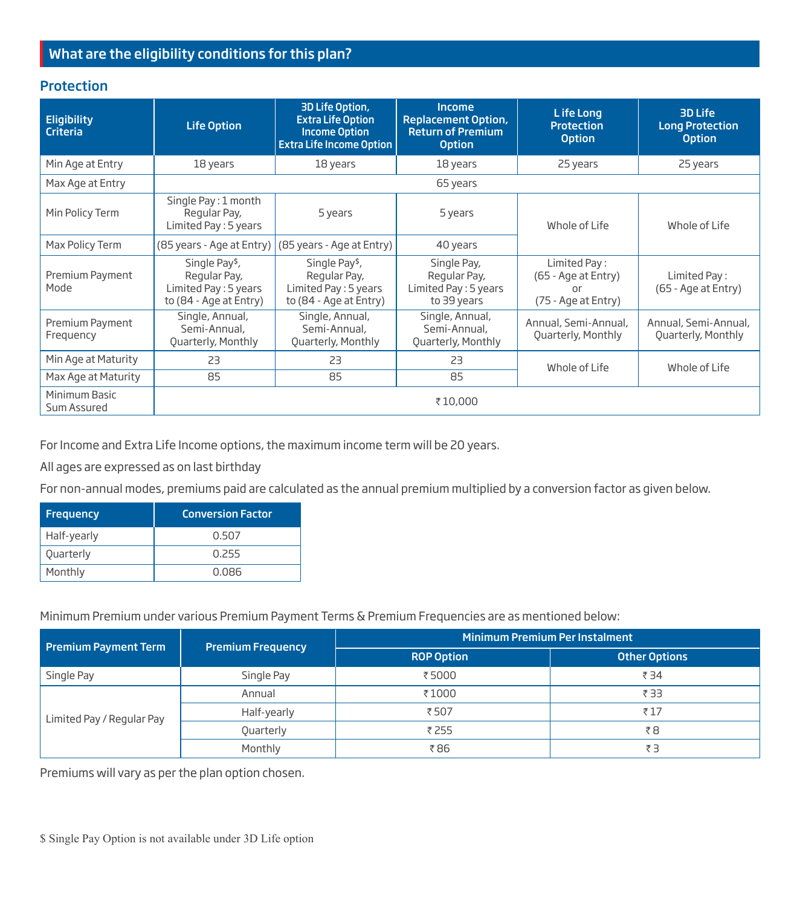## What are the eligibility conditions for this plan?

### Protection

| Eligibility Criteria | Life Option | 3D Life Option, Extra Life Option Income Option Extra Life Income Option | Income Replacement Option, Return of Premium Option | L ife Long Protection Option | 3D Life Long Protection Option |
|---|---|---|---|---|---|
| Min Age at Entry | 18 years | 18 years | 18 years | 25 years | 25 years |
| Max Age at Entry | 65 years | | | | |
| Min Policy Term | Single Pay : 1 month Regular Pay, Limited Pay : 5 years | 5 years | 5 years | Whole of Life | Whole of Life |
| Max Policy Term | (85 years - Age at Entry) | (85 years - Age at Entry) | 40 years | | |
| Premium Payment Mode | Single Pay$, Regular Pay, Limited Pay : 5 years to (84 - Age at Entry) | Single Pay$, Regular Pay, Limited Pay : 5 years to (84 - Age at Entry) | Single Pay, Regular Pay, Limited Pay : 5 years to 39 years | Limited Pay : (65 - Age at Entry) or (75 - Age at Entry) | Limited Pay : (65 - Age at Entry) |
| Premium Payment Frequency | Single, Annual, Semi-Annual, Quarterly, Monthly | Single, Annual, Semi-Annual, Quarterly, Monthly | Single, Annual, Semi-Annual, Quarterly, Monthly | Annual, Semi-Annual, Quarterly, Monthly | Annual, Semi-Annual, Quarterly, Monthly |
| Min Age at Maturity | 23 | 23 | 23 | Whole of Life | Whole of Life |
| Max Age at Maturity | 85 | 85 | 85 | | |
| Minimum Basic Sum Assured | ₹ 10,000 | | | | |

For Income and Extra Life Income options, the maximum income term will be 20 years.

All ages are expressed as on last birthday

For non-annual modes, premiums paid are calculated as the annual premium multiplied by a conversion factor as given below.

| Frequency | Conversion Factor |
|---|---|
| Half-yearly | 0.507 |
| Quarterly | 0.255 |
| Monthly | 0.086 |

Minimum Premium under various Premium Payment Terms & Premium Frequencies are as mentioned below:

| Premium Payment Term | Premium Frequency | Minimum Premium Per Instalment | |
|---|---|---|---|
| | | ROP Option | Other Options |
| Single Pay | Single Pay | ₹ 5000 | ₹ 34 |
| Limited Pay / Regular Pay | Annual | ₹ 1000 | ₹ 33 |
| | Half-yearly | ₹ 507 | ₹ 17 |
| | Quarterly | ₹ 255 | ₹ 8 |
| | Monthly | ₹ 86 | ₹ 3 |

Premiums will vary as per the plan option chosen.

$ Single Pay Option is not available under 3D Life option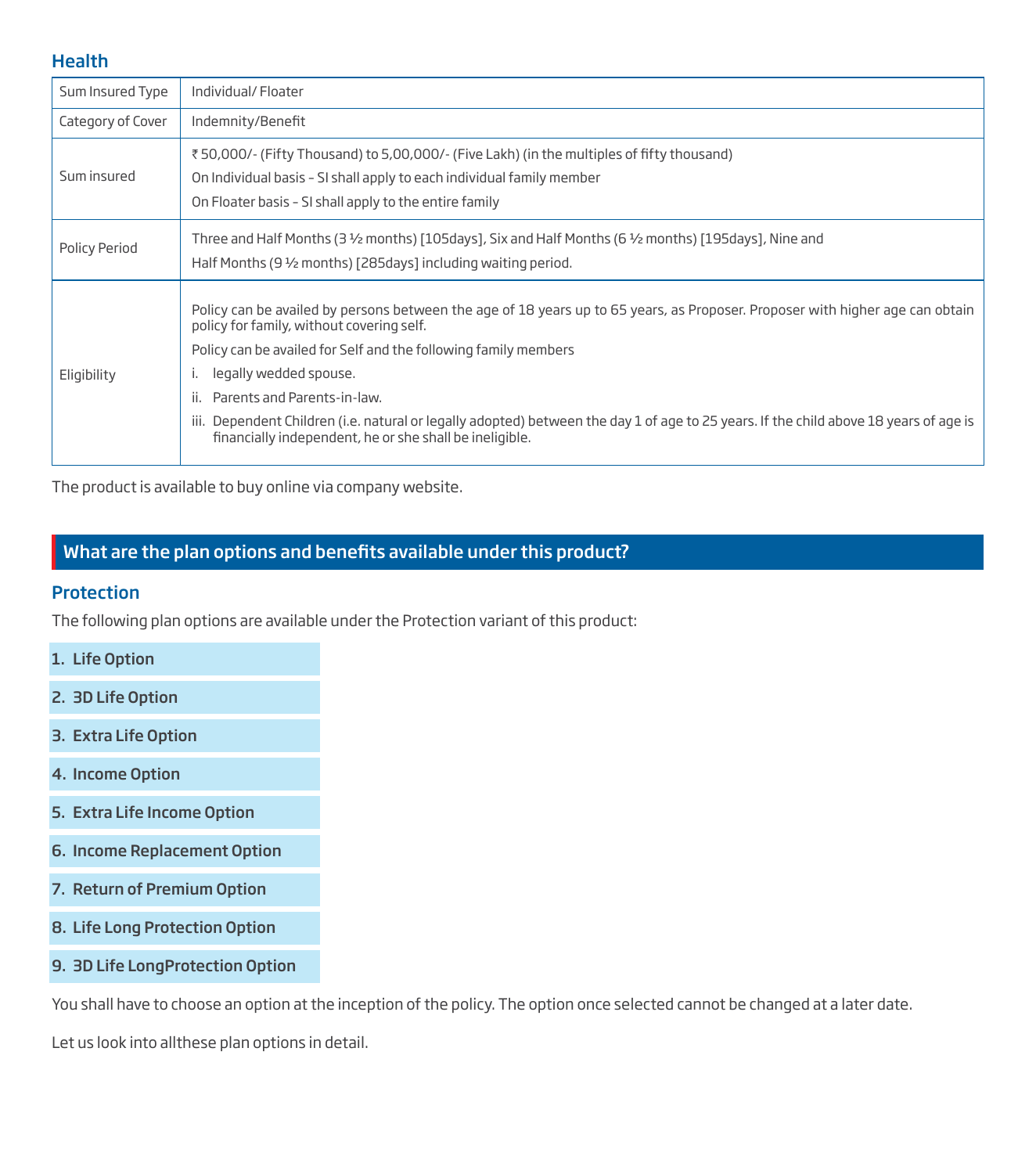### Health

| Sum Insured Type | Individual/ Floater |
|---|---|
| Category of Cover | Indemnity/Benefit |
| Sum insured | ₹ 50,000/- (Fifty Thousand) to 5,00,000/- (Five Lakh) (in the multiples of fifty thousand)<br>On Individual basis – SI shall apply to each individual family member<br>On Floater basis – SI shall apply to the entire family |
| Policy Period | Three and Half Months (3 ½ months) [105days], Six and Half Months (6 ½ months) [195days], Nine and Half Months (9 ½ months) [285days] including waiting period. |
| Eligibility | Policy can be availed by persons between the age of 18 years up to 65 years, as Proposer. Proposer with higher age can obtain policy for family, without covering self.<br>Policy can be availed for Self and the following family members<br>i. legally wedded spouse.<br>ii. Parents and Parents-in-law.<br>iii. Dependent Children (i.e. natural or legally adopted) between the day 1 of age to 25 years. If the child above 18 years of age is financially independent, he or she shall be ineligible. |

The product is available to buy online via company website.

## What are the plan options and benefits available under this product?

### Protection

The following plan options are available under the Protection variant of this product:

1. **Life Option**
2. **3D Life Option**
3. **Extra Life Option**
4. **Income Option**
5. **Extra Life Income Option**
6. **Income Replacement Option**
7. **Return of Premium Option**
8. **Life Long Protection Option**
9. **3D Life LongProtection Option**

You shall have to choose an option at the inception of the policy. The option once selected cannot be changed at a later date.

Let us look into allthese plan options in detail.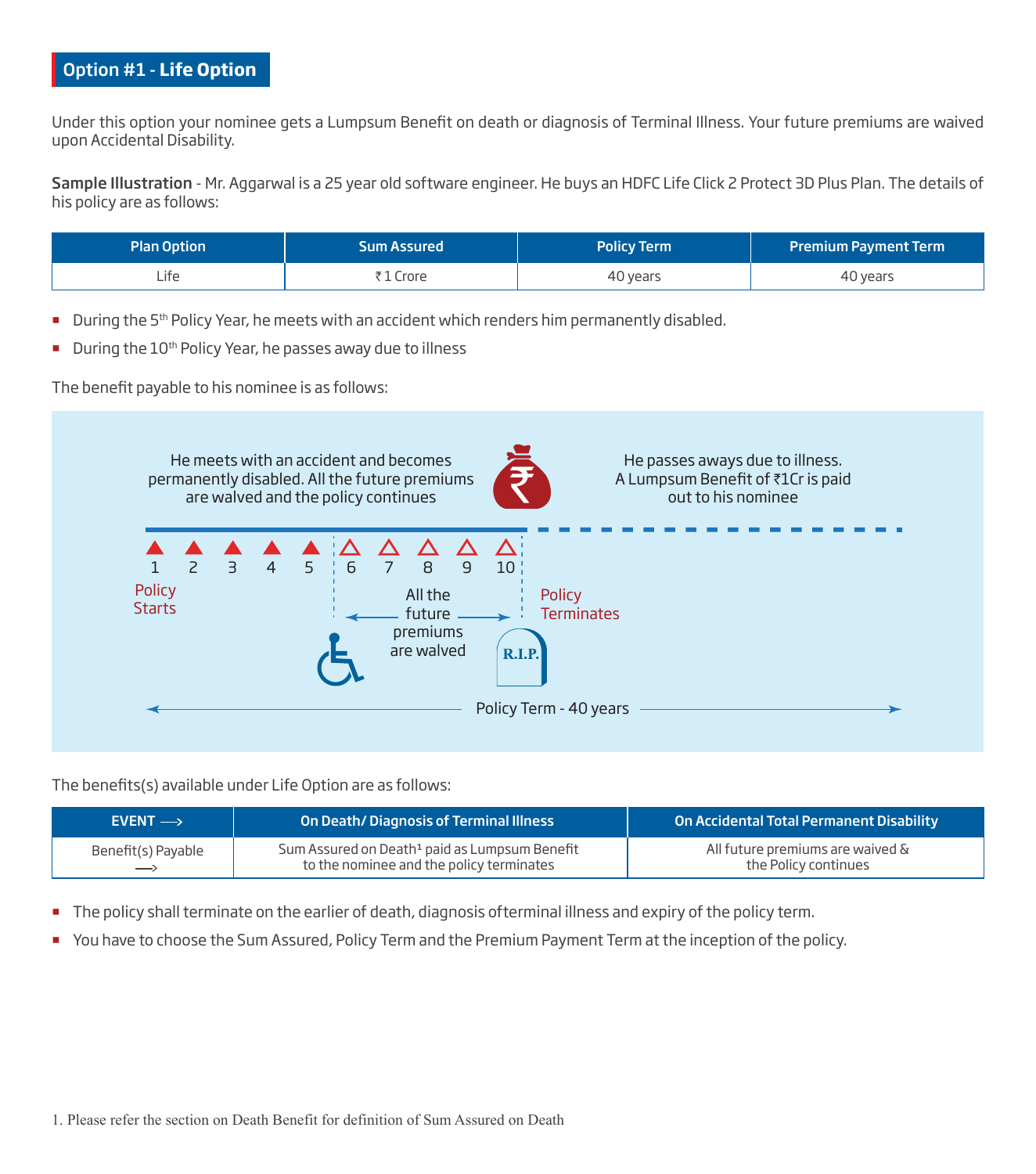## Option #1 - Life Option

Under this option your nominee gets a Lumpsum Benefit on death or diagnosis of Terminal Illness. Your future premiums are waived upon Accidental Disability.

**Sample Illustration** - Mr. Aggarwal is a 25 year old software engineer. He buys an HDFC Life Click 2 Protect 3D Plus Plan. The details of his policy are as follows:

| Plan Option | Sum Assured | Policy Term | Premium Payment Term |
|---|---|---|---|
| Life | ₹ 1 Crore | 40 years | 40 years |

- During the 5th Policy Year, he meets with an accident which renders him permanently disabled.
- During the 10th Policy Year, he passes away due to illness

The benefit payable to his nominee is as follows:

He meets with an accident and becomes permanently disabled. All the future premiums are walved and the policy continues

He passes aways due to illness. A Lumpsum Benefit of ₹1Cr is paid out to his nominee

1 2 3 4 5 6 7 8 9 10

Policy Starts

All the future premiums are walved

Policy Terminates

R.I.P.

Policy Term - 40 years

The benefits(s) available under Life Option are as follows:

| EVENT ⟶ | On Death/ Diagnosis of Terminal Illness | On Accidental Total Permanent Disability |
|---|---|---|
| Benefit(s) Payable ⟶ | Sum Assured on Death[1] paid as Lumpsum Benefit to the nominee and the policy terminates | All future premiums are waived & the Policy continues |

- The policy shall terminate on the earlier of death, diagnosis ofterminal illness and expiry of the policy term.
- You have to choose the Sum Assured, Policy Term and the Premium Payment Term at the inception of the policy.

1. Please refer the section on Death Benefit for definition of Sum Assured on Death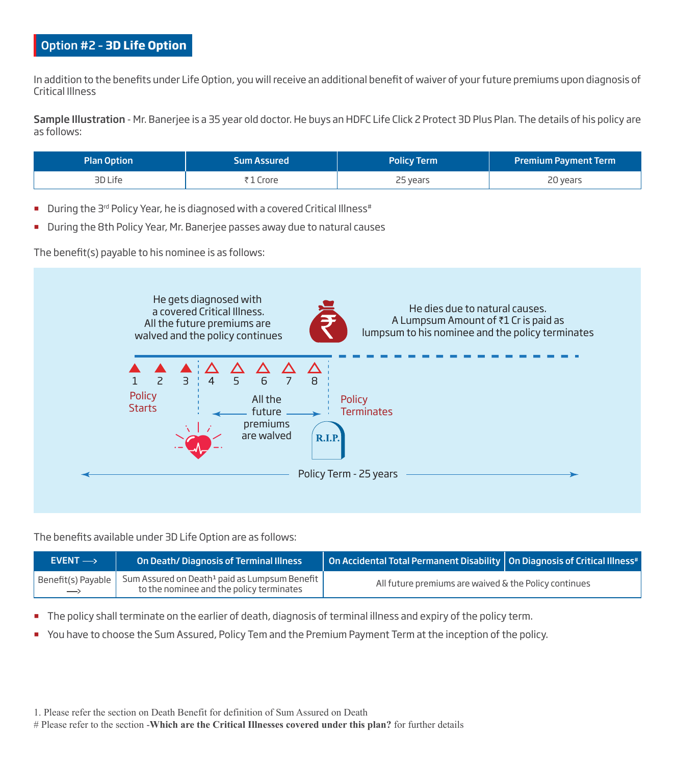## Option #2 - 3D Life Option

In addition to the benefits under Life Option, you will receive an additional benefit of waiver of your future premiums upon diagnosis of Critical Illness

**Sample Illustration** - Mr. Banerjee is a 35 year old doctor. He buys an HDFC Life Click 2 Protect 3D Plus Plan. The details of his policy are as follows:

| Plan Option | Sum Assured | Policy Term | Premium Payment Term |
|---|---|---|---|
| 3D Life | ₹ 1 Crore | 25 years | 20 years |

- During the 3rd Policy Year, he is diagnosed with a covered Critical Illness#
- During the 8th Policy Year, Mr. Banerjee passes away due to natural causes

The benefit(s) payable to his nominee is as follows:

He gets diagnosed with a covered Critical Illness. All the future premiums are walved and the policy continues

He dies due to natural causes. A Lumpsum Amount of ₹1 Cr is paid as lumpsum to his nominee and the policy terminates

1 2 3 4 5 6 7 8

Policy Starts

All the future premiums are walved

Policy Terminates

R.I.P.

Policy Term - 25 years

The benefits available under 3D Life Option are as follows:

| EVENT ⟶ | On Death/ Diagnosis of Terminal Illness | On Accidental Total Permanent Disability | On Diagnosis of Critical Illness# |
|---|---|---|---|
| Benefit(s) Payable ⟶ | Sum Assured on Death[1] paid as Lumpsum Benefit to the nominee and the policy terminates | All future premiums are waived & the Policy continues | |

- The policy shall terminate on the earlier of death, diagnosis of terminal illness and expiry of the policy term.
- You have to choose the Sum Assured, Policy Tem and the Premium Payment Term at the inception of the policy.

1. Please refer the section on Death Benefit for definition of Sum Assured on Death
# Please refer to the section -**Which are the Critical Illnesses covered under this plan?** for further details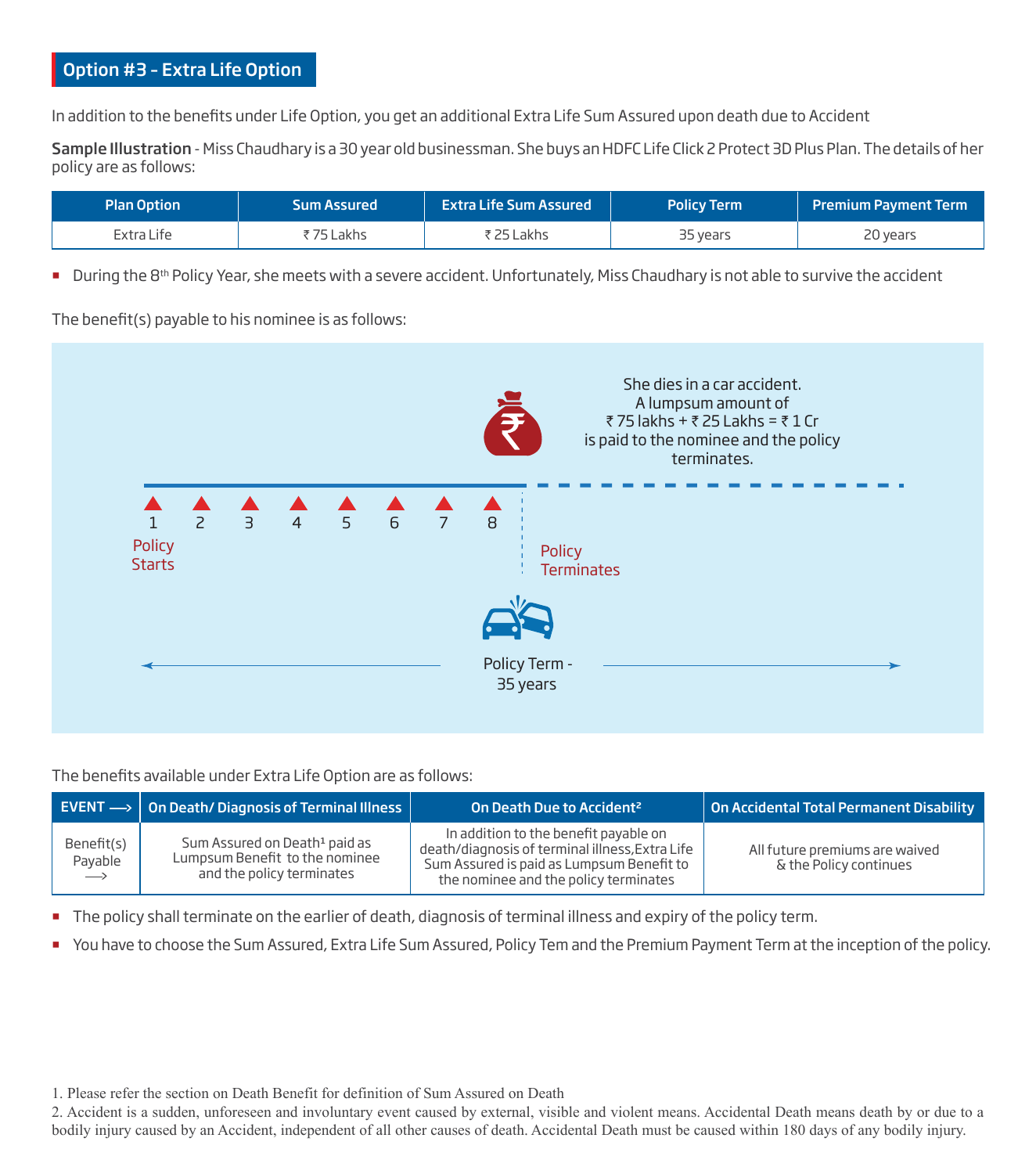## Option #3 - Extra Life Option

In addition to the benefits under Life Option, you get an additional Extra Life Sum Assured upon death due to Accident

**Sample Illustration** - Miss Chaudhary is a 30 year old businessman. She buys an HDFC Life Click 2 Protect 3D Plus Plan. The details of her policy are as follows:

| Plan Option | Sum Assured | Extra Life Sum Assured | Policy Term | Premium Payment Term |
|---|---|---|---|---|
| Extra Life | ₹ 75 Lakhs | ₹ 25 Lakhs | 35 years | 20 years |

- During the 8th Policy Year, she meets with a severe accident. Unfortunately, Miss Chaudhary is not able to survive the accident

The benefit(s) payable to his nominee is as follows:

She dies in a car accident. A lumpsum amount of ₹ 75 lakhs + ₹ 25 Lakhs = ₹ 1 Cr is paid to the nominee and the policy terminates.

1 2 3 4 5 6 7 8

Policy Starts

Policy Terminates

Policy Term - 35 years

The benefits available under Extra Life Option are as follows:

| EVENT ⟶ | On Death/ Diagnosis of Terminal Illness | On Death Due to Accident[2] | On Accidental Total Permanent Disability |
|---|---|---|---|
| Benefit(s) Payable ⟶ | Sum Assured on Death[1] paid as Lumpsum Benefit to the nominee and the policy terminates | In addition to the benefit payable on death/diagnosis of terminal illness,Extra Life Sum Assured is paid as Lumpsum Benefit to the nominee and the policy terminates | All future premiums are waived & the Policy continues |

- The policy shall terminate on the earlier of death, diagnosis of terminal illness and expiry of the policy term.
- You have to choose the Sum Assured, Extra Life Sum Assured, Policy Tem and the Premium Payment Term at the inception of the policy.

1. Please refer the section on Death Benefit for definition of Sum Assured on Death
2. Accident is a sudden, unforeseen and involuntary event caused by external, visible and violent means. Accidental Death means death by or due to a bodily injury caused by an Accident, independent of all other causes of death. Accidental Death must be caused within 180 days of any bodily injury.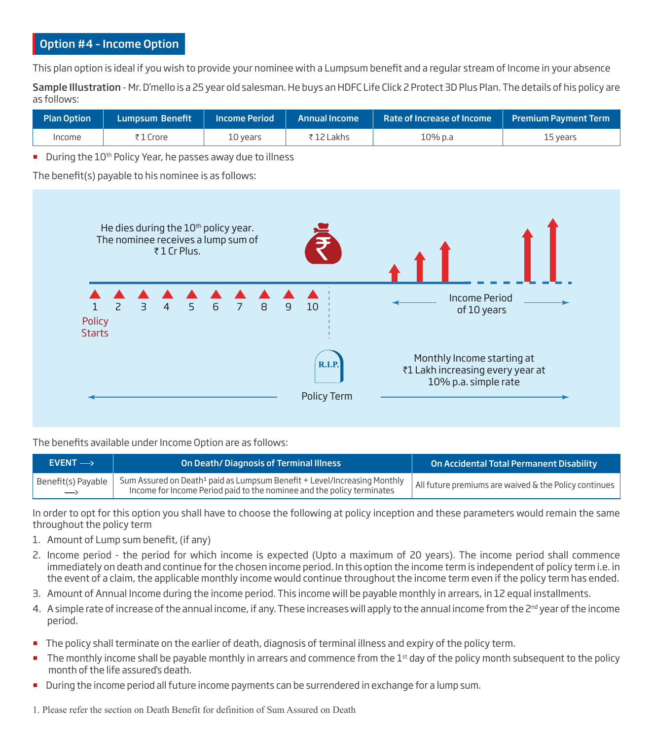## Option #4 - Income Option

This plan option is ideal if you wish to provide your nominee with a Lumpsum benefit and a regular stream of Income in your absence

**Sample Illustration** - Mr. D'mello is a 25 year old salesman. He buys an HDFC Life Click 2 Protect 3D Plus Plan. The details of his policy are as follows:

| Plan Option | Lumpsum Benefit | Income Period | Annual Income | Rate of Increase of Income | Premium Payment Term |
|---|---|---|---|---|---|
| Income | ₹ 1 Crore | 10 years | ₹ 12 Lakhs | 10% p.a | 15 years |

- During the 10th Policy Year, he passes away due to illness

The benefit(s) payable to his nominee is as follows:

He dies during the 10th policy year. The nominee receives a lump sum of ₹ 1 Cr Plus.

1 2 3 4 5 6 7 8 9 10

Policy Starts

Income Period of 10 years

Monthly Income starting at ₹1 Lakh increasing every year at 10% p.a. simple rate

R.I.P.

Policy Term

The benefits available under Income Option are as follows:

| EVENT ⟶ | On Death/ Diagnosis of Terminal Illness | On Accidental Total Permanent Disability |
|---|---|---|
| Benefit(s) Payable ⟶ | Sum Assured on Death[1] paid as Lumpsum Benefit + Level/Increasing Monthly Income for Income Period paid to the nominee and the policy terminates | All future premiums are waived & the Policy continues |

In order to opt for this option you shall have to choose the following at policy inception and these parameters would remain the same throughout the policy term

1. Amount of Lump sum benefit, (if any)
2. Income period - the period for which income is expected (Upto a maximum of 20 years). The income period shall commence immediately on death and continue for the chosen income period. In this option the income term is independent of policy term i.e. in the event of a claim, the applicable monthly income would continue throughout the income term even if the policy term has ended.
3. Amount of Annual Income during the income period. This income will be payable monthly in arrears, in 12 equal installments.
4. A simple rate of increase of the annual income, if any. These increases will apply to the annual income from the 2nd year of the income period.

- The policy shall terminate on the earlier of death, diagnosis of terminal illness and expiry of the policy term.
- The monthly income shall be payable monthly in arrears and commence from the 1st day of the policy month subsequent to the policy month of the life assured's death.
- During the income period all future income payments can be surrendered in exchange for a lump sum.

1. Please refer the section on Death Benefit for definition of Sum Assured on Death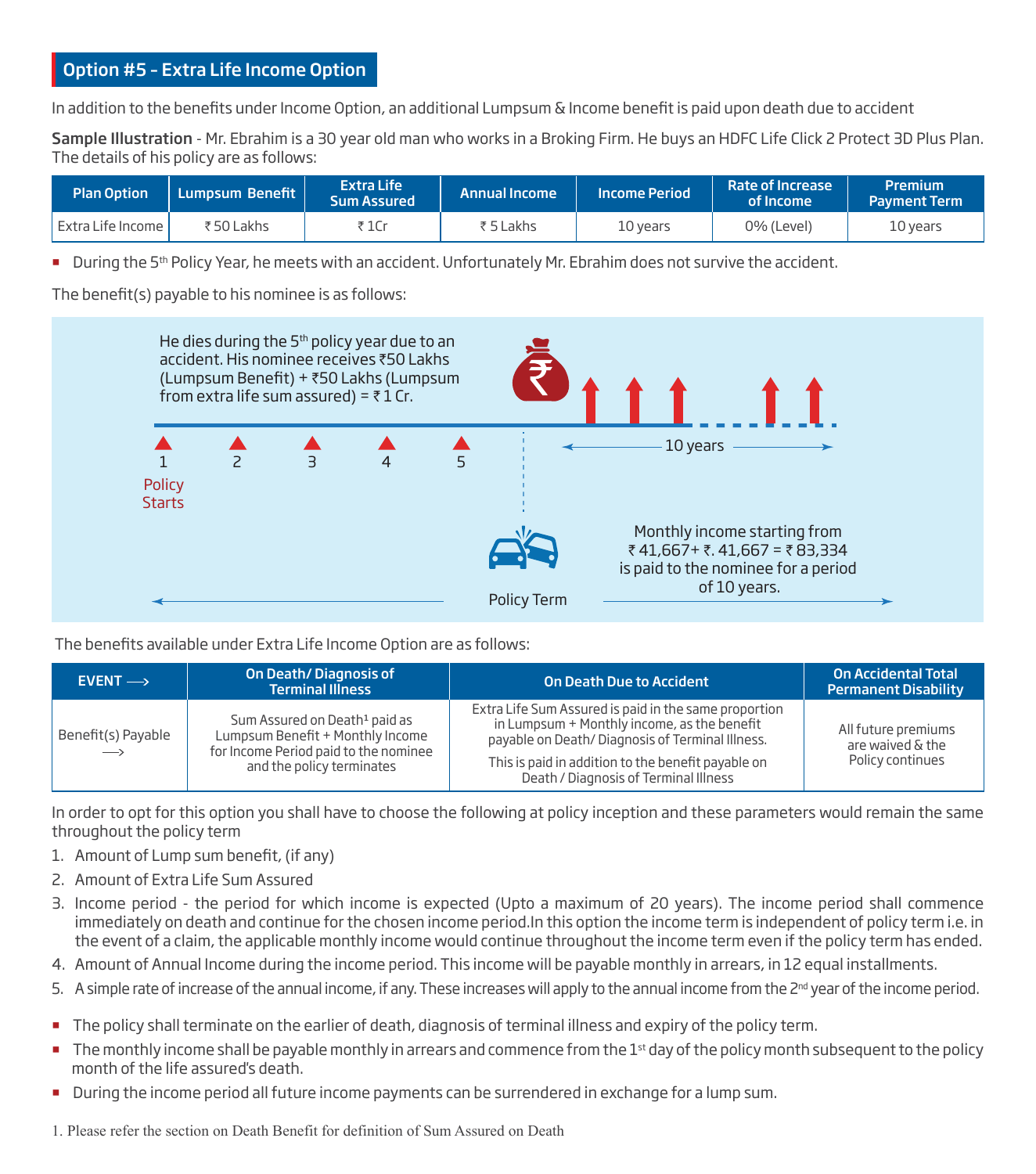## Option #5 - Extra Life Income Option

In addition to the benefits under Income Option, an additional Lumpsum & Income benefit is paid upon death due to accident

**Sample Illustration** - Mr. Ebrahim is a 30 year old man who works in a Broking Firm. He buys an HDFC Life Click 2 Protect 3D Plus Plan. The details of his policy are as follows:

| Plan Option | Lumpsum Benefit | Extra Life Sum Assured | Annual Income | Income Period | Rate of Increase of Income | Premium Payment Term |
|---|---|---|---|---|---|---|
| Extra Life Income | ₹ 50 Lakhs | ₹ 1Cr | ₹ 5 Lakhs | 10 years | 0% (Level) | 10 years |

- During the 5th Policy Year, he meets with an accident. Unfortunately Mr. Ebrahim does not survive the accident.

The benefit(s) payable to his nominee is as follows:

He dies during the 5th policy year due to an accident. His nominee receives ₹50 Lakhs (Lumpsum Benefit) + ₹50 Lakhs (Lumpsum from extra life sum assured) = ₹ 1 Cr.

1 Policy Starts, 2, 3, 4, 5

10 years

Monthly income starting from ₹ 41,667+ ₹. 41,667 = ₹ 83,334 is paid to the nominee for a period of 10 years.

Policy Term

The benefits available under Extra Life Income Option are as follows:

| EVENT ⟶ | On Death/ Diagnosis of Terminal Illness | On Death Due to Accident | On Accidental Total Permanent Disability |
|---|---|---|---|
| Benefit(s) Payable ⟶ | Sum Assured on Death[1] paid as Lumpsum Benefit + Monthly Income for Income Period paid to the nominee and the policy terminates | Extra Life Sum Assured is paid in the same proportion in Lumpsum + Monthly income, as the benefit payable on Death/ Diagnosis of Terminal Illness. This is paid in addition to the benefit payable on Death / Diagnosis of Terminal Illness | All future premiums are waived & the Policy continues |

In order to opt for this option you shall have to choose the following at policy inception and these parameters would remain the same throughout the policy term

1. Amount of Lump sum benefit, (if any)
2. Amount of Extra Life Sum Assured
3. Income period - the period for which income is expected (Upto a maximum of 20 years). The income period shall commence immediately on death and continue for the chosen income period.In this option the income term is independent of policy term i.e. in the event of a claim, the applicable monthly income would continue throughout the income term even if the policy term has ended.
4. Amount of Annual Income during the income period. This income will be payable monthly in arrears, in 12 equal installments.
5. A simple rate of increase of the annual income, if any. These increases will apply to the annual income from the 2nd year of the income period.

- The policy shall terminate on the earlier of death, diagnosis of terminal illness and expiry of the policy term.
- The monthly income shall be payable monthly in arrears and commence from the 1st day of the policy month subsequent to the policy month of the life assured's death.
- During the income period all future income payments can be surrendered in exchange for a lump sum.

1. Please refer the section on Death Benefit for definition of Sum Assured on Death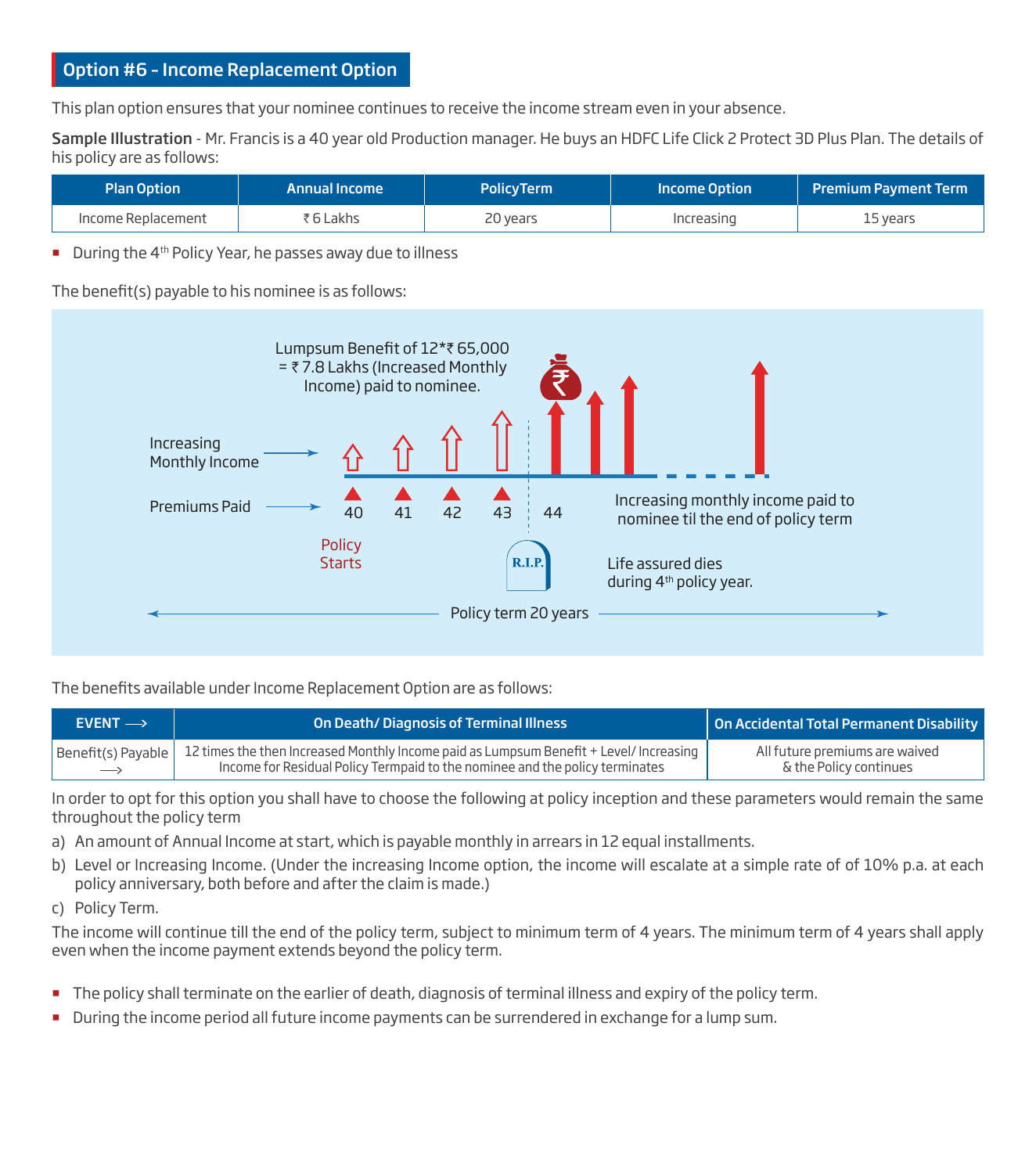## Option #6 – Income Replacement Option

This plan option ensures that your nominee continues to receive the income stream even in your absence.

**Sample Illustration** - Mr. Francis is a 40 year old Production manager. He buys an HDFC Life Click 2 Protect 3D Plus Plan. The details of his policy are as follows:

| Plan Option | Annual Income | PolicyTerm | Income Option | Premium Payment Term |
|---|---|---|---|---|
| Income Replacement | ₹ 6 Lakhs | 20 years | Increasing | 15 years |

- During the 4th Policy Year, he passes away due to illness

The benefit(s) payable to his nominee is as follows:

Lumpsum Benefit of 12*₹ 65,000 = ₹ 7.8 Lakhs (Increased Monthly Income) paid to nominee.

Increasing Monthly Income

Premiums Paid

40 41 42 43 44

Policy Starts

R.I.P.

Increasing monthly income paid to nominee til the end of policy term

Life assured dies during 4th policy year.

Policy term 20 years

The benefits available under Income Replacement Option are as follows:

| EVENT ⟶ | On Death/ Diagnosis of Terminal Illness | On Accidental Total Permanent Disability |
|---|---|---|
| Benefit(s) Payable ⟶ | 12 times the then Increased Monthly Income paid as Lumpsum Benefit + Level/ Increasing Income for Residual Policy Termpaid to the nominee and the policy terminates | All future premiums are waived & the Policy continues |

In order to opt for this option you shall have to choose the following at policy inception and these parameters would remain the same throughout the policy term

a) An amount of Annual Income at start, which is payable monthly in arrears in 12 equal installments.

b) Level or Increasing Income. (Under the increasing Income option, the income will escalate at a simple rate of of 10% p.a. at each policy anniversary, both before and after the claim is made.)

c) Policy Term.

The income will continue till the end of the policy term, subject to minimum term of 4 years. The minimum term of 4 years shall apply even when the income payment extends beyond the policy term.

- The policy shall terminate on the earlier of death, diagnosis of terminal illness and expiry of the policy term.
- During the income period all future income payments can be surrendered in exchange for a lump sum.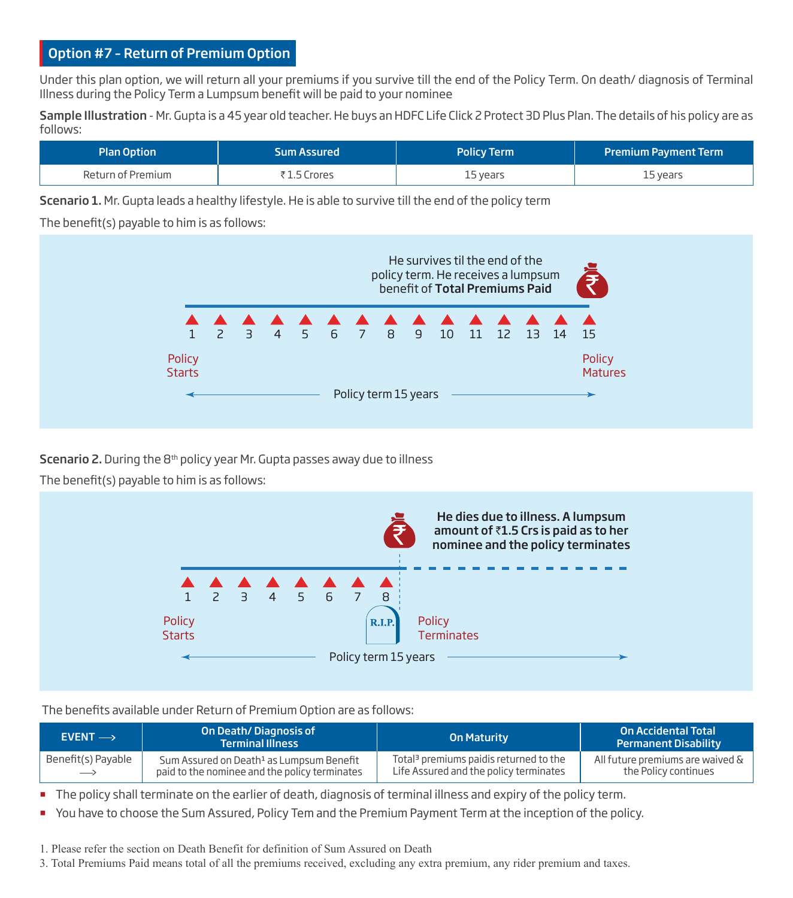## Option #7 - Return of Premium Option

Under this plan option, we will return all your premiums if you survive till the end of the Policy Term. On death/ diagnosis of Terminal Illness during the Policy Term a Lumpsum benefit will be paid to your nominee

**Sample Illustration** - Mr. Gupta is a 45 year old teacher. He buys an HDFC Life Click 2 Protect 3D Plus Plan. The details of his policy are as follows:

| Plan Option | Sum Assured | Policy Term | Premium Payment Term |
|---|---|---|---|
| Return of Premium | ₹ 1.5 Crores | 15 years | 15 years |

**Scenario 1.** Mr. Gupta leads a healthy lifestyle. He is able to survive till the end of the policy term

The benefit(s) payable to him is as follows:

He survives til the end of the policy term. He receives a lumpsum benefit of **Total Premiums Paid**

1 2 3 4 5 6 7 8 9 10 11 12 13 14 15

Policy Starts — Policy Matures

Policy term 15 years

**Scenario 2.** During the 8th policy year Mr. Gupta passes away due to illness

The benefit(s) payable to him is as follows:

**He dies due to illness. A lumpsum amount of ₹1.5 Crs is paid as to her nominee and the policy terminates**

1 2 3 4 5 6 7 8

Policy Starts — R.I.P. — Policy Terminates

Policy term 15 years

The benefits available under Return of Premium Option are as follows:

| EVENT ⟶ | On Death/ Diagnosis of Terminal Illness | On Maturity | On Accidental Total Permanent Disability |
|---|---|---|---|
| Benefit(s) Payable ⟶ | Sum Assured on Death[1] as Lumpsum Benefit paid to the nominee and the policy terminates | Total[3] premiums paidis returned to the Life Assured and the policy terminates | All future premiums are waived & the Policy continues |

- The policy shall terminate on the earlier of death, diagnosis of terminal illness and expiry of the policy term.
- You have to choose the Sum Assured, Policy Tem and the Premium Payment Term at the inception of the policy.

1. Please refer the section on Death Benefit for definition of Sum Assured on Death
3. Total Premiums Paid means total of all the premiums received, excluding any extra premium, any rider premium and taxes.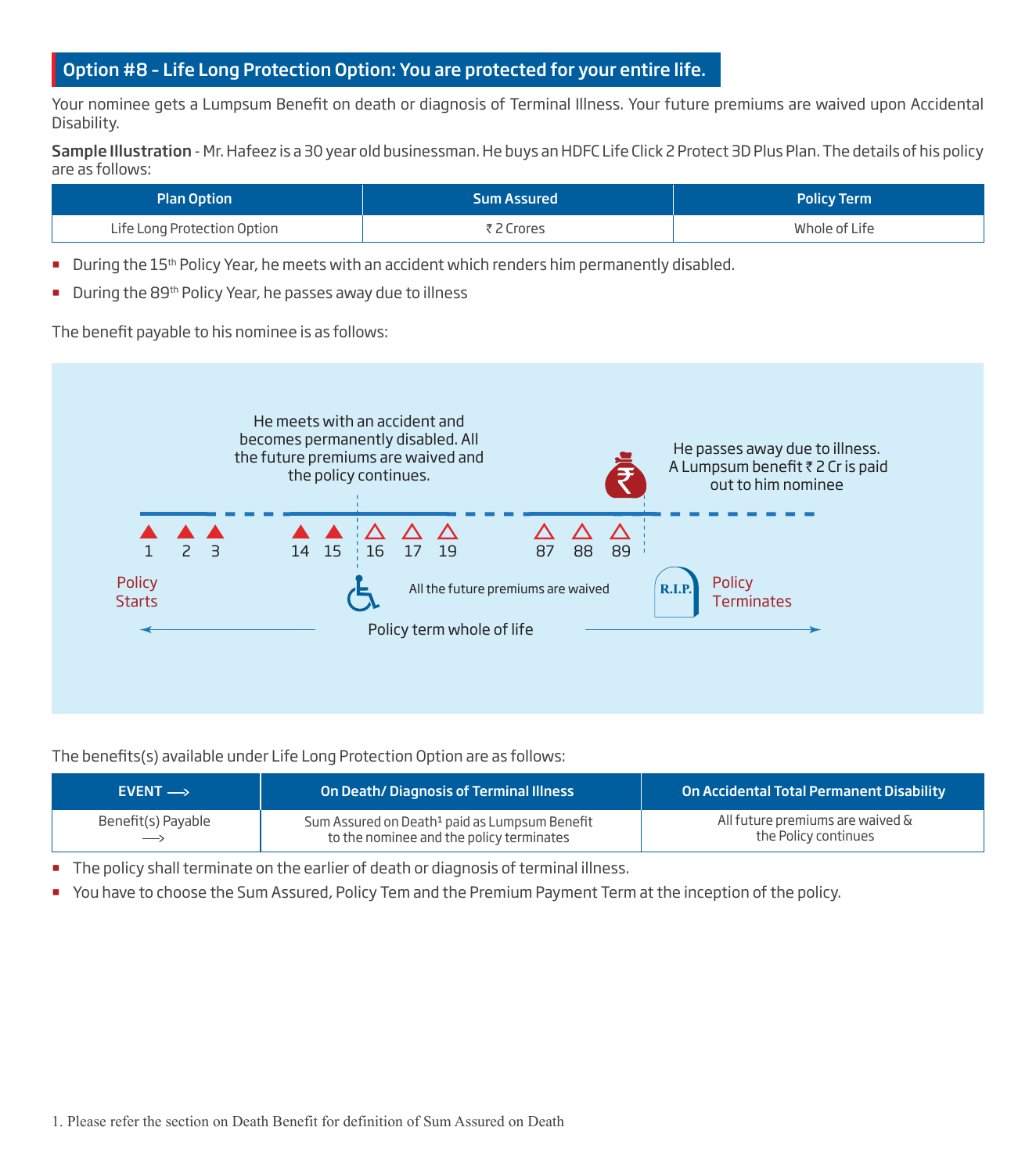## Option #8 - Life Long Protection Option: You are protected for your entire life.

Your nominee gets a Lumpsum Benefit on death or diagnosis of Terminal Illness. Your future premiums are waived upon Accidental Disability.

**Sample Illustration** - Mr. Hafeez is a 30 year old businessman. He buys an HDFC Life Click 2 Protect 3D Plus Plan. The details of his policy are as follows:

| Plan Option | Sum Assured | Policy Term |
|---|---|---|
| Life Long Protection Option | ₹ 2 Crores | Whole of Life |

- During the 15th Policy Year, he meets with an accident which renders him permanently disabled.
- During the 89th Policy Year, he passes away due to illness

The benefit payable to his nominee is as follows:

He meets with an accident and becomes permanently disabled. All the future premiums are waived and the policy continues.

He passes away due to illness. A Lumpsum benefit ₹ 2 Cr is paid out to him nominee

1 2 3 14 15 16 17 19 87 88 89

Policy Starts

All the future premiums are waived

R.I.P. Policy Terminates

Policy term whole of life

The benefits(s) available under Life Long Protection Option are as follows:

| EVENT ⟶ | On Death/ Diagnosis of Terminal Illness | On Accidental Total Permanent Disability |
|---|---|---|
| Benefit(s) Payable ⟶ | Sum Assured on Death[1] paid as Lumpsum Benefit to the nominee and the policy terminates | All future premiums are waived & the Policy continues |

- The policy shall terminate on the earlier of death or diagnosis of terminal illness.
- You have to choose the Sum Assured, Policy Tem and the Premium Payment Term at the inception of the policy.

1. Please refer the section on Death Benefit for definition of Sum Assured on Death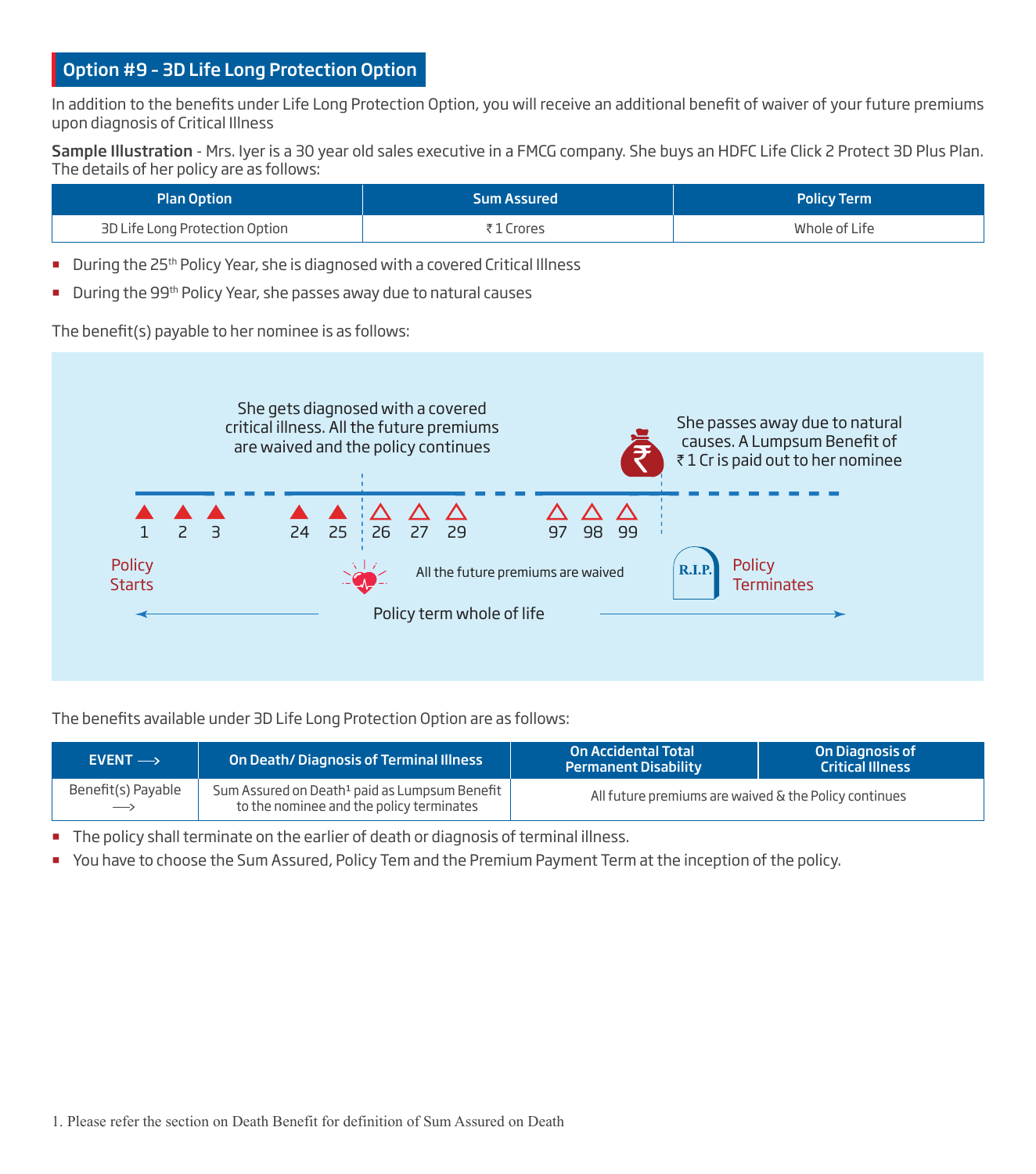## Option #9 - 3D Life Long Protection Option

In addition to the benefits under Life Long Protection Option, you will receive an additional benefit of waiver of your future premiums upon diagnosis of Critical Illness

**Sample Illustration** - Mrs. Iyer is a 30 year old sales executive in a FMCG company. She buys an HDFC Life Click 2 Protect 3D Plus Plan. The details of her policy are as follows:

| Plan Option | Sum Assured | Policy Term |
|---|---|---|
| 3D Life Long Protection Option | ₹ 1 Crores | Whole of Life |

- During the 25th Policy Year, she is diagnosed with a covered Critical Illness
- During the 99th Policy Year, she passes away due to natural causes

The benefit(s) payable to her nominee is as follows:

She gets diagnosed with a covered critical illness. All the future premiums are waived and the policy continues

She passes away due to natural causes. A Lumpsum Benefit of ₹ 1 Cr is paid out to her nominee

1 2 3 24 25 26 27 29 97 98 99

Policy Starts

All the future premiums are waived

R.I.P.

Policy Terminates

Policy term whole of life

The benefits available under 3D Life Long Protection Option are as follows:

| EVENT ⟶ | On Death/ Diagnosis of Terminal Illness | On Accidental Total Permanent Disability | On Diagnosis of Critical Illness |
|---|---|---|---|
| Benefit(s) Payable ⟶ | Sum Assured on Death[1] paid as Lumpsum Benefit to the nominee and the policy terminates | All future premiums are waived & the Policy continues | |

- The policy shall terminate on the earlier of death or diagnosis of terminal illness.
- You have to choose the Sum Assured, Policy Tem and the Premium Payment Term at the inception of the policy.

1. Please refer the section on Death Benefit for definition of Sum Assured on Death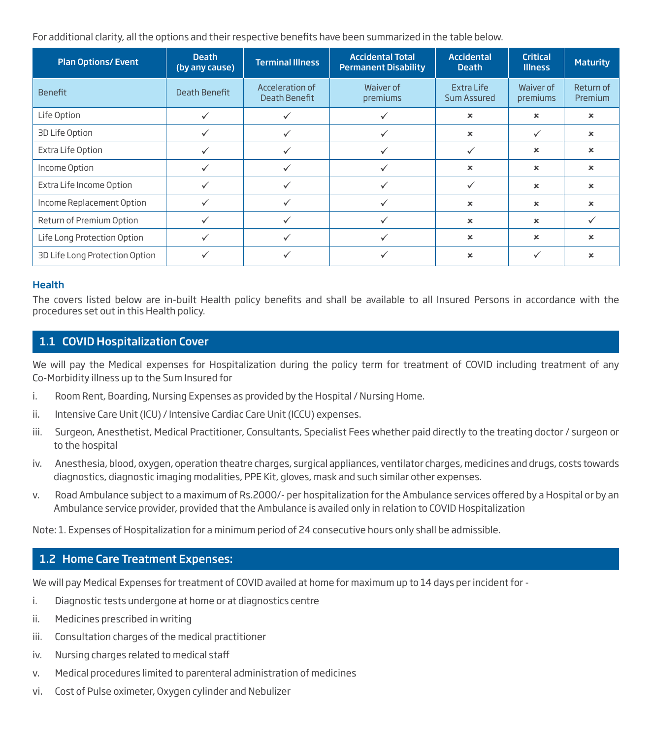For additional clarity, all the options and their respective benefits have been summarized in the table below.

| Plan Options/ Event | Death (by any cause) | Terminal Illness | Accidental Total Permanent Disability | Accidental Death | Critical Illness | Maturity |
|---|---|---|---|---|---|---|
| Benefit | Death Benefit | Acceleration of Death Benefit | Waiver of premiums | Extra Life Sum Assured | Waiver of premiums | Return of Premium |
| Life Option | ✓ | ✓ | ✓ | × | × | × |
| 3D Life Option | ✓ | ✓ | ✓ | × | ✓ | × |
| Extra Life Option | ✓ | ✓ | ✓ | ✓ | × | × |
| Income Option | ✓ | ✓ | ✓ | × | × | × |
| Extra Life Income Option | ✓ | ✓ | ✓ | ✓ | × | × |
| Income Replacement Option | ✓ | ✓ | ✓ | × | × | × |
| Return of Premium Option | ✓ | ✓ | ✓ | × | × | ✓ |
| Life Long Protection Option | ✓ | ✓ | ✓ | × | × | × |
| 3D Life Long Protection Option | ✓ | ✓ | ✓ | × | ✓ | × |

### Health

The covers listed below are in-built Health policy benefits and shall be available to all Insured Persons in accordance with the procedures set out in this Health policy.

## 1.1 COVID Hospitalization Cover

We will pay the Medical expenses for Hospitalization during the policy term for treatment of COVID including treatment of any Co-Morbidity illness up to the Sum Insured for

i. Room Rent, Boarding, Nursing Expenses as provided by the Hospital / Nursing Home.

ii. Intensive Care Unit (ICU) / Intensive Cardiac Care Unit (ICCU) expenses.

iii. Surgeon, Anesthetist, Medical Practitioner, Consultants, Specialist Fees whether paid directly to the treating doctor / surgeon or to the hospital

iv. Anesthesia, blood, oxygen, operation theatre charges, surgical appliances, ventilator charges, medicines and drugs, costs towards diagnostics, diagnostic imaging modalities, PPE Kit, gloves, mask and such similar other expenses.

v. Road Ambulance subject to a maximum of Rs.2000/- per hospitalization for the Ambulance services offered by a Hospital or by an Ambulance service provider, provided that the Ambulance is availed only in relation to COVID Hospitalization

Note: 1. Expenses of Hospitalization for a minimum period of 24 consecutive hours only shall be admissible.

## 1.2 Home Care Treatment Expenses:

We will pay Medical Expenses for treatment of COVID availed at home for maximum up to 14 days per incident for -

i. Diagnostic tests undergone at home or at diagnostics centre

ii. Medicines prescribed in writing

iii. Consultation charges of the medical practitioner

iv. Nursing charges related to medical staff

v. Medical procedures limited to parenteral administration of medicines

vi. Cost of Pulse oximeter, Oxygen cylinder and Nebulizer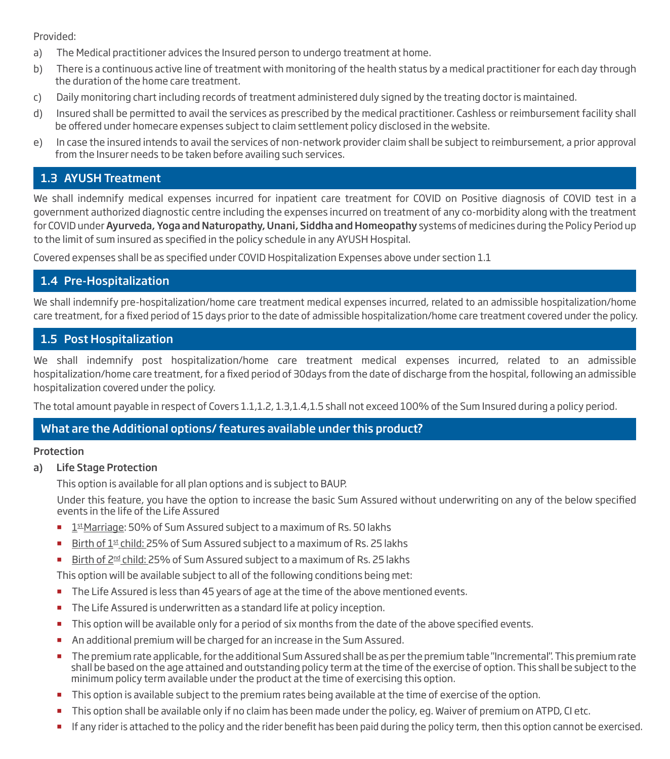Provided:

a) The Medical practitioner advices the Insured person to undergo treatment at home.

b) There is a continuous active line of treatment with monitoring of the health status by a medical practitioner for each day through the duration of the home care treatment.

c) Daily monitoring chart including records of treatment administered duly signed by the treating doctor is maintained.

d) Insured shall be permitted to avail the services as prescribed by the medical practitioner. Cashless or reimbursement facility shall be offered under homecare expenses subject to claim settlement policy disclosed in the website.

e) In case the insured intends to avail the services of non-network provider claim shall be subject to reimbursement, a prior approval from the Insurer needs to be taken before availing such services.

## 1.3 AYUSH Treatment

We shall indemnify medical expenses incurred for inpatient care treatment for COVID on Positive diagnosis of COVID test in a government authorized diagnostic centre including the expenses incurred on treatment of any co-morbidity along with the treatment for COVID under **Ayurveda, Yoga and Naturopathy, Unani, Siddha and Homeopathy** systems of medicines during the Policy Period up to the limit of sum insured as specified in the policy schedule in any AYUSH Hospital.

Covered expenses shall be as specified under COVID Hospitalization Expenses above under section 1.1

## 1.4 Pre-Hospitalization

We shall indemnify pre-hospitalization/home care treatment medical expenses incurred, related to an admissible hospitalization/home care treatment, for a fixed period of 15 days prior to the date of admissible hospitalization/home care treatment covered under the policy.

## 1.5 Post Hospitalization

We shall indemnify post hospitalization/home care treatment medical expenses incurred, related to an admissible hospitalization/home care treatment, for a fixed period of 30days from the date of discharge from the hospital, following an admissible hospitalization covered under the policy.

The total amount payable in respect of Covers 1.1,1.2, 1.3,1.4,1.5 shall not exceed 100% of the Sum Insured during a policy period.

## What are the Additional options/ features available under this product?

**Protection**

**a) Life Stage Protection**

This option is available for all plan options and is subject to BAUP.

Under this feature, you have the option to increase the basic Sum Assured without underwriting on any of the below specified events in the life of the Life Assured

- 1st Marriage: 50% of Sum Assured subject to a maximum of Rs. 50 lakhs
- Birth of 1st child: 25% of Sum Assured subject to a maximum of Rs. 25 lakhs
- Birth of 2nd child: 25% of Sum Assured subject to a maximum of Rs. 25 lakhs

This option will be available subject to all of the following conditions being met:

- The Life Assured is less than 45 years of age at the time of the above mentioned events.
- The Life Assured is underwritten as a standard life at policy inception.
- This option will be available only for a period of six months from the date of the above specified events.
- An additional premium will be charged for an increase in the Sum Assured.
- The premium rate applicable, for the additional Sum Assured shall be as per the premium table "Incremental". This premium rate shall be based on the age attained and outstanding policy term at the time of the exercise of option. This shall be subject to the minimum policy term available under the product at the time of exercising this option.
- This option is available subject to the premium rates being available at the time of exercise of the option.
- This option shall be available only if no claim has been made under the policy, eg. Waiver of premium on ATPD, CI etc.
- If any rider is attached to the policy and the rider benefit has been paid during the policy term, then this option cannot be exercised.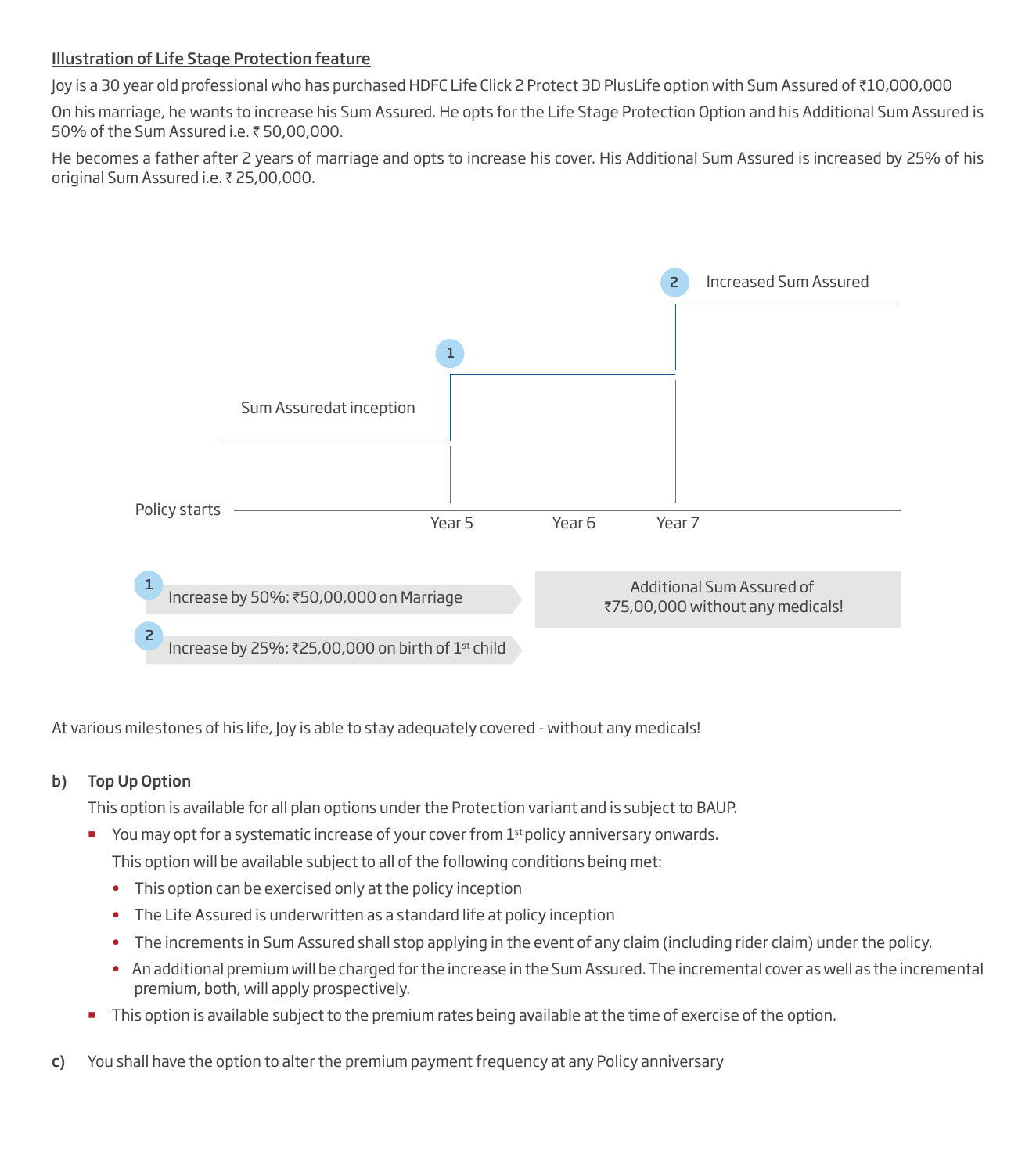<u>Illustration of Life Stage Protection feature</u>

Joy is a 30 year old professional who has purchased HDFC Life Click 2 Protect 3D PlusLife option with Sum Assured of ₹10,000,000

On his marriage, he wants to increase his Sum Assured. He opts for the Life Stage Protection Option and his Additional Sum Assured is 50% of the Sum Assured i.e. ₹ 50,00,000.

He becomes a father after 2 years of marriage and opts to increase his cover. His Additional Sum Assured is increased by 25% of his original Sum Assured i.e. ₹ 25,00,000.

2 Increased Sum Assured

1

Sum Assuredat inception

Policy starts — Year 5 — Year 6 — Year 7

1 Increase by 50%: ₹50,00,000 on Marriage

2 Increase by 25%: ₹25,00,000 on birth of 1st child

Additional Sum Assured of ₹75,00,000 without any medicals!

At various milestones of his life, Joy is able to stay adequately covered - without any medicals!

**b) Top Up Option**

This option is available for all plan options under the Protection variant and is subject to BAUP.

- You may opt for a systematic increase of your cover from 1st policy anniversary onwards.

  This option will be available subject to all of the following conditions being met:
  - This option can be exercised only at the policy inception
  - The Life Assured is underwritten as a standard life at policy inception
  - The increments in Sum Assured shall stop applying in the event of any claim (including rider claim) under the policy.
  - An additional premium will be charged for the increase in the Sum Assured. The incremental cover as well as the incremental premium, both, will apply prospectively.
- This option is available subject to the premium rates being available at the time of exercise of the option.

**c)** You shall have the option to alter the premium payment frequency at any Policy anniversary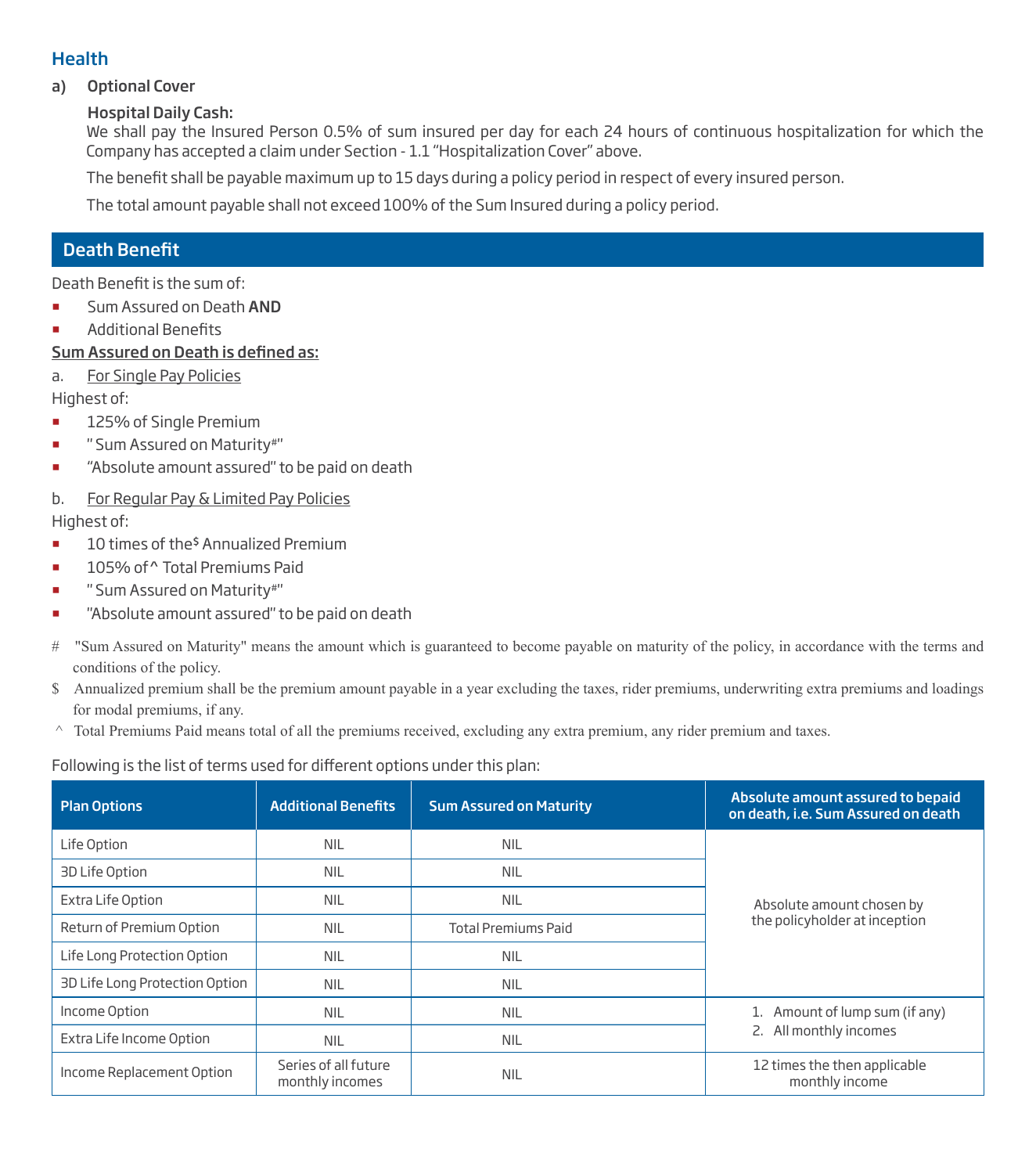## Health

a) **Optional Cover**

**Hospital Daily Cash:**

We shall pay the Insured Person 0.5% of sum insured per day for each 24 hours of continuous hospitalization for which the Company has accepted a claim under Section - 1.1 "Hospitalization Cover" above.

The benefit shall be payable maximum up to 15 days during a policy period in respect of every insured person.

The total amount payable shall not exceed 100% of the Sum Insured during a policy period.

## Death Benefit

Death Benefit is the sum of:

- Sum Assured on Death **AND**
- Additional Benefits

**Sum Assured on Death is defined as:**

a. For Single Pay Policies

Highest of:

- 125% of Single Premium
- " Sum Assured on Maturity#"
- "Absolute amount assured" to be paid on death

b. For Regular Pay & Limited Pay Policies

Highest of:

- 10 times of the$ Annualized Premium
- 105% of^ Total Premiums Paid
- " Sum Assured on Maturity#"
- "Absolute amount assured" to be paid on death

# "Sum Assured on Maturity" means the amount which is guaranteed to become payable on maturity of the policy, in accordance with the terms and conditions of the policy.

$ Annualized premium shall be the premium amount payable in a year excluding the taxes, rider premiums, underwriting extra premiums and loadings for modal premiums, if any.

^ Total Premiums Paid means total of all the premiums received, excluding any extra premium, any rider premium and taxes.

Following is the list of terms used for different options under this plan:

| Plan Options | Additional Benefits | Sum Assured on Maturity | Absolute amount assured to bepaid on death, i.e. Sum Assured on death |
|---|---|---|---|
| Life Option | NIL | NIL | Absolute amount chosen by the policyholder at inception |
| 3D Life Option | NIL | NIL | |
| Extra Life Option | NIL | NIL | |
| Return of Premium Option | NIL | Total Premiums Paid | |
| Life Long Protection Option | NIL | NIL | |
| 3D Life Long Protection Option | NIL | NIL | |
| Income Option | NIL | NIL | 1. Amount of lump sum (if any) 2. All monthly incomes |
| Extra Life Income Option | NIL | NIL | |
| Income Replacement Option | Series of all future monthly incomes | NIL | 12 times the then applicable monthly income |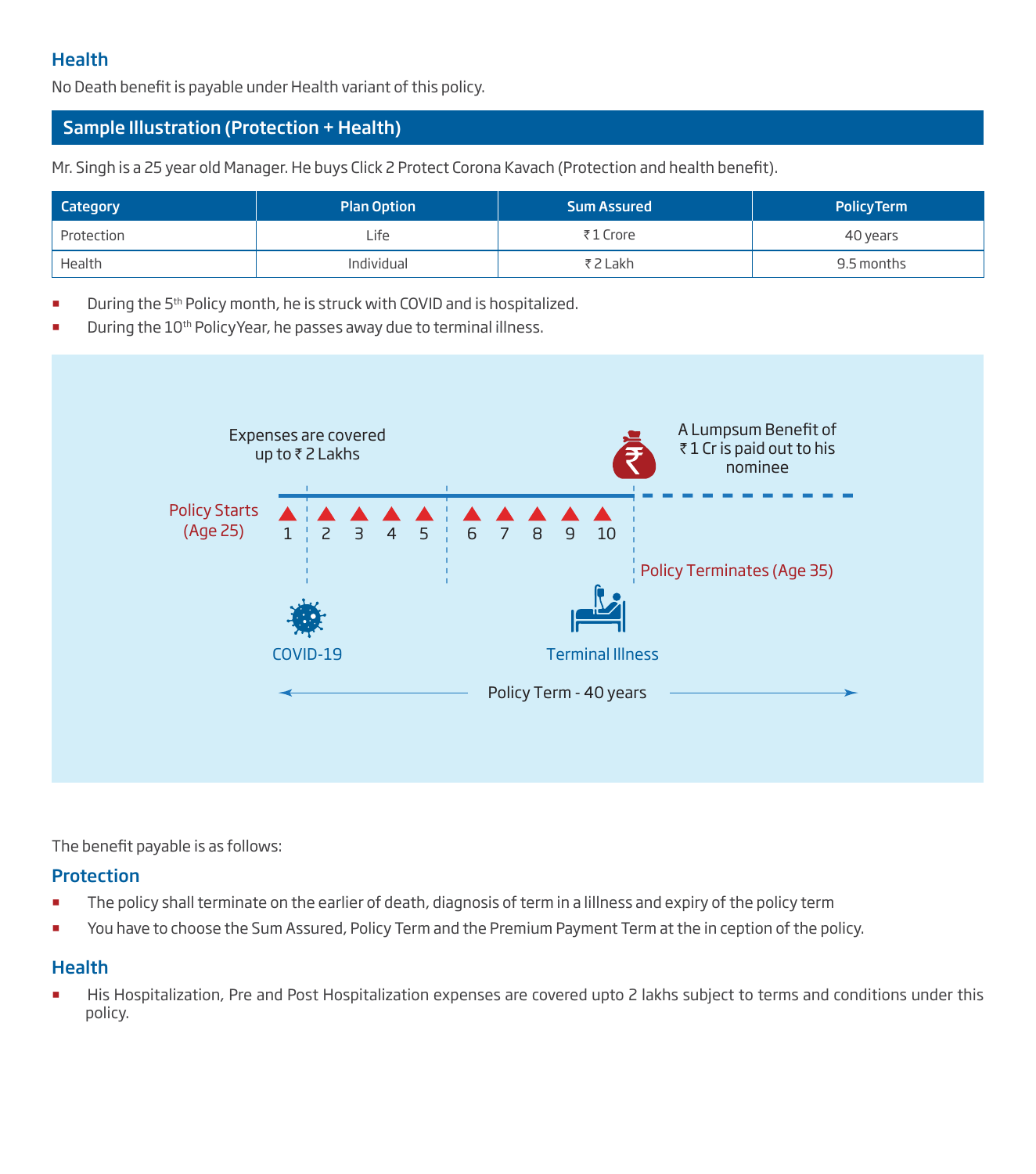## Health

No Death benefit is payable under Health variant of this policy.

## Sample Illustration (Protection + Health)

Mr. Singh is a 25 year old Manager. He buys Click 2 Protect Corona Kavach (Protection and health benefit).

| Category | Plan Option | Sum Assured | PolicyTerm |
|---|---|---|---|
| Protection | Life | ₹ 1 Crore | 40 years |
| Health | Individual | ₹ 2 Lakh | 9.5 months |

- During the 5th Policy month, he is struck with COVID and is hospitalized.
- During the 10th PolicyYear, he passes away due to terminal illness.

Expenses are covered up to ₹ 2 Lakhs

A Lumpsum Benefit of ₹ 1 Cr is paid out to his nominee

Policy Starts (Age 25)

1 2 3 4 5 6 7 8 9 10

Policy Terminates (Age 35)

COVID-19

Terminal Illness

Policy Term - 40 years

The benefit payable is as follows:

## Protection

- The policy shall terminate on the earlier of death, diagnosis of term in a lillness and expiry of the policy term
- You have to choose the Sum Assured, Policy Term and the Premium Payment Term at the in ception of the policy.

## Health

- His Hospitalization, Pre and Post Hospitalization expenses are covered upto 2 lakhs subject to terms and conditions under this policy.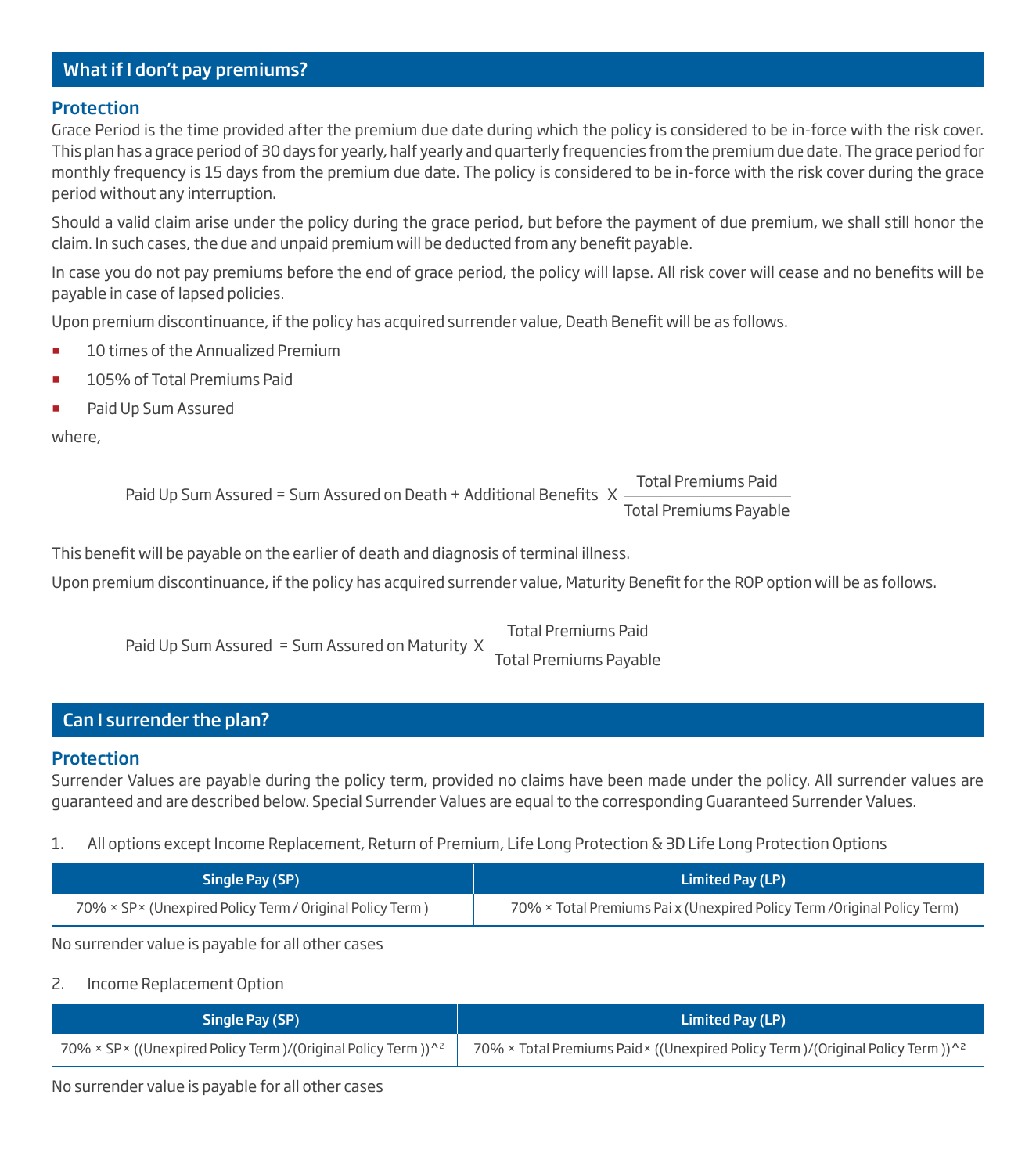## What if I don't pay premiums?

### Protection

Grace Period is the time provided after the premium due date during which the policy is considered to be in-force with the risk cover. This plan has a grace period of 30 days for yearly, half yearly and quarterly frequencies from the premium due date. The grace period for monthly frequency is 15 days from the premium due date. The policy is considered to be in-force with the risk cover during the grace period without any interruption.

Should a valid claim arise under the policy during the grace period, but before the payment of due premium, we shall still honor the claim. In such cases, the due and unpaid premium will be deducted from any benefit payable.

In case you do not pay premiums before the end of grace period, the policy will lapse. All risk cover will cease and no benefits will be payable in case of lapsed policies.

Upon premium discontinuance, if the policy has acquired surrender value, Death Benefit will be as follows.

- 10 times of the Annualized Premium
- 105% of Total Premiums Paid
- Paid Up Sum Assured

where,

$$\text{Paid Up Sum Assured} = \text{Sum Assured on Death} + \text{Additional Benefits} \times \frac{\text{Total Premiums Paid}}{\text{Total Premiums Payable}}$$

This benefit will be payable on the earlier of death and diagnosis of terminal illness.

Upon premium discontinuance, if the policy has acquired surrender value, Maturity Benefit for the ROP option will be as follows.

$$\text{Paid Up Sum Assured} = \text{Sum Assured on Maturity} \times \frac{\text{Total Premiums Paid}}{\text{Total Premiums Payable}}$$

## Can I surrender the plan?

### Protection

Surrender Values are payable during the policy term, provided no claims have been made under the policy. All surrender values are guaranteed and are described below. Special Surrender Values are equal to the corresponding Guaranteed Surrender Values.

1. All options except Income Replacement, Return of Premium, Life Long Protection & 3D Life Long Protection Options

| Single Pay (SP) | Limited Pay (LP) |
|---|---|
| 70% × SP× (Unexpired Policy Term / Original Policy Term ) | 70% × Total Premiums Pai x (Unexpired Policy Term /Original Policy Term) |

No surrender value is payable for all other cases

2. Income Replacement Option

| Single Pay (SP) | Limited Pay (LP) |
|---|---|
| 70% × SP× ((Unexpired Policy Term )/(Original Policy Term ))^2 | 70% × Total Premiums Paid× ((Unexpired Policy Term )/(Original Policy Term ))^2 |

No surrender value is payable for all other cases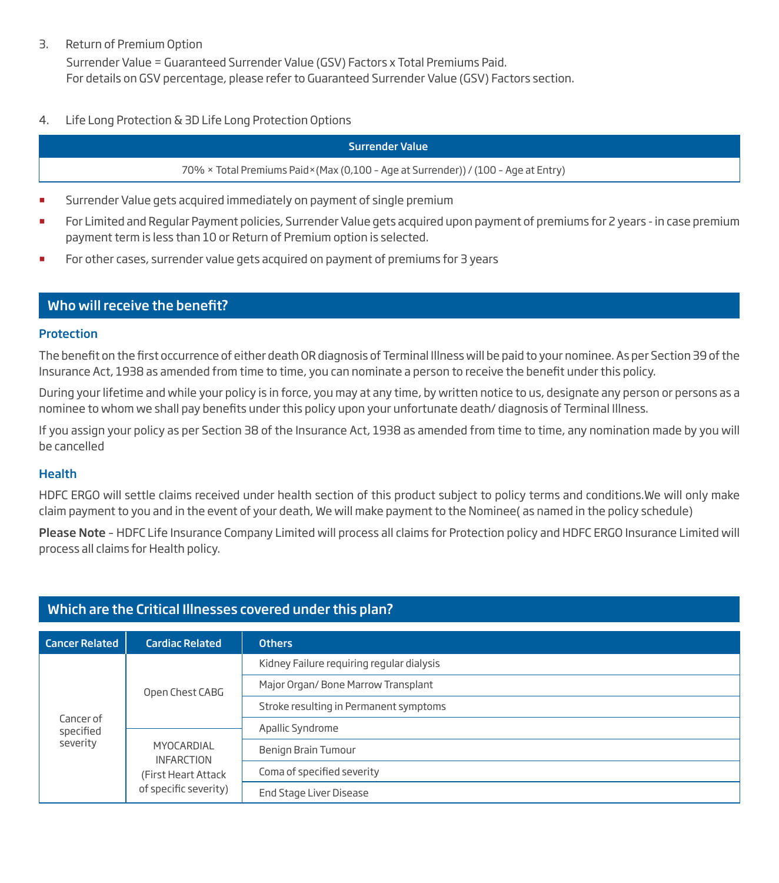3. Return of Premium Option

   Surrender Value = Guaranteed Surrender Value (GSV) Factors x Total Premiums Paid.
   For details on GSV percentage, please refer to Guaranteed Surrender Value (GSV) Factors section.

4. Life Long Protection & 3D Life Long Protection Options

| Surrender Value |
|---|
| 70% × Total Premiums Paid × (Max (0,100 – Age at Surrender)) / (100 – Age at Entry) |

- Surrender Value gets acquired immediately on payment of single premium
- For Limited and Regular Payment policies, Surrender Value gets acquired upon payment of premiums for 2 years - in case premium payment term is less than 10 or Return of Premium option is selected.
- For other cases, surrender value gets acquired on payment of premiums for 3 years

## Who will receive the benefit?

### Protection

The benefit on the first occurrence of either death OR diagnosis of Terminal Illness will be paid to your nominee. As per Section 39 of the Insurance Act, 1938 as amended from time to time, you can nominate a person to receive the benefit under this policy.

During your lifetime and while your policy is in force, you may at any time, by written notice to us, designate any person or persons as a nominee to whom we shall pay benefits under this policy upon your unfortunate death/ diagnosis of Terminal Illness.

If you assign your policy as per Section 38 of the Insurance Act, 1938 as amended from time to time, any nomination made by you will be cancelled

### Health

HDFC ERGO will settle claims received under health section of this product subject to policy terms and conditions.We will only make claim payment to you and in the event of your death, We will make payment to the Nominee( as named in the policy schedule)

**Please Note** – HDFC Life Insurance Company Limited will process all claims for Protection policy and HDFC ERGO Insurance Limited will process all claims for Health policy.

## Which are the Critical Illnesses covered under this plan?

| Cancer Related | Cardiac Related | Others |
|---|---|---|
| Cancer of specified severity | Open Chest CABG | Kidney Failure requiring regular dialysis |
| | | Major Organ/ Bone Marrow Transplant |
| | | Stroke resulting in Permanent symptoms |
| | MYOCARDIAL INFARCTION (First Heart Attack of specific severity) | Apallic Syndrome |
| | | Benign Brain Tumour |
| | | Coma of specified severity |
| | | End Stage Liver Disease |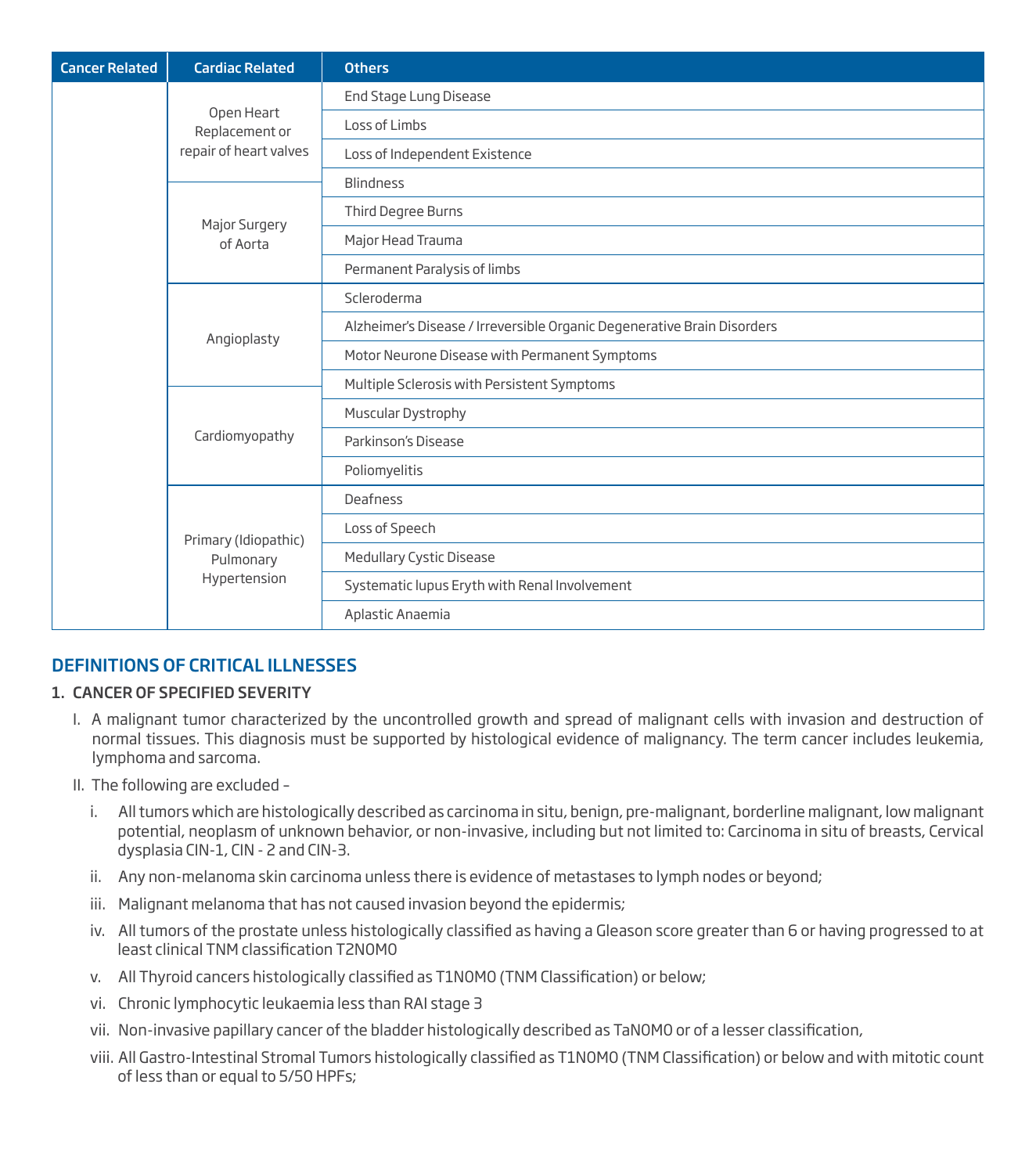| Cancer Related | Cardiac Related | Others |
|---|---|---|
| | Open Heart Replacement or repair of heart valves | End Stage Lung Disease |
| | | Loss of Limbs |
| | | Loss of Independent Existence |
| | Major Surgery of Aorta | Blindness |
| | | Third Degree Burns |
| | | Major Head Trauma |
| | | Permanent Paralysis of limbs |
| | Angioplasty | Scleroderma |
| | | Alzheimer's Disease / Irreversible Organic Degenerative Brain Disorders |
| | | Motor Neurone Disease with Permanent Symptoms |
| | Cardiomyopathy | Multiple Sclerosis with Persistent Symptoms |
| | | Muscular Dystrophy |
| | | Parkinson's Disease |
| | | Poliomyelitis |
| | Primary (Idiopathic) Pulmonary Hypertension | Deafness |
| | | Loss of Speech |
| | | Medullary Cystic Disease |
| | | Systematic lupus Eryth with Renal Involvement |
| | | Aplastic Anaemia |

## DEFINITIONS OF CRITICAL ILLNESSES

### 1. CANCER OF SPECIFIED SEVERITY

I. A malignant tumor characterized by the uncontrolled growth and spread of malignant cells with invasion and destruction of normal tissues. This diagnosis must be supported by histological evidence of malignancy. The term cancer includes leukemia, lymphoma and sarcoma.

II. The following are excluded –

i. All tumors which are histologically described as carcinoma in situ, benign, pre-malignant, borderline malignant, low malignant potential, neoplasm of unknown behavior, or non-invasive, including but not limited to: Carcinoma in situ of breasts, Cervical dysplasia CIN-1, CIN - 2 and CIN-3.

ii. Any non-melanoma skin carcinoma unless there is evidence of metastases to lymph nodes or beyond;

iii. Malignant melanoma that has not caused invasion beyond the epidermis;

iv. All tumors of the prostate unless histologically classified as having a Gleason score greater than 6 or having progressed to at least clinical TNM classification T2N0M0

v. All Thyroid cancers histologically classified as T1N0M0 (TNM Classification) or below;

vi. Chronic lymphocytic leukaemia less than RAI stage 3

vii. Non-invasive papillary cancer of the bladder histologically described as TaN0M0 or of a lesser classification,

viii. All Gastro-Intestinal Stromal Tumors histologically classified as T1N0M0 (TNM Classification) or below and with mitotic count of less than or equal to 5/50 HPFs;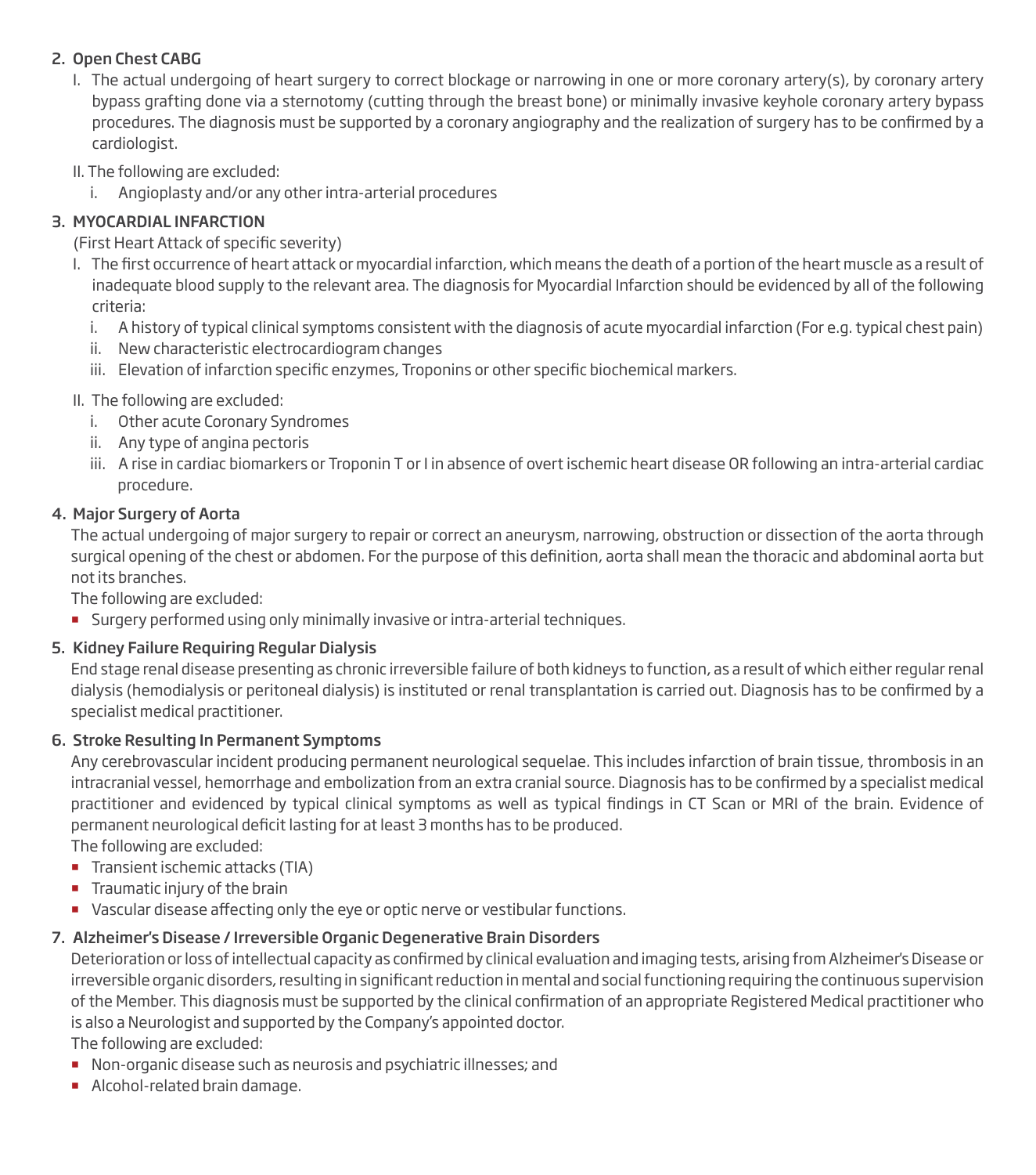2. **Open Chest CABG**

   I. The actual undergoing of heart surgery to correct blockage or narrowing in one or more coronary artery(s), by coronary artery bypass grafting done via a sternotomy (cutting through the breast bone) or minimally invasive keyhole coronary artery bypass procedures. The diagnosis must be supported by a coronary angiography and the realization of surgery has to be confirmed by a cardiologist.

   II. The following are excluded:

      i. Angioplasty and/or any other intra-arterial procedures

3. **MYOCARDIAL INFARCTION**

   (First Heart Attack of specific severity)

   I. The first occurrence of heart attack or myocardial infarction, which means the death of a portion of the heart muscle as a result of inadequate blood supply to the relevant area. The diagnosis for Myocardial Infarction should be evidenced by all of the following criteria:

      i. A history of typical clinical symptoms consistent with the diagnosis of acute myocardial infarction (For e.g. typical chest pain)

      ii. New characteristic electrocardiogram changes

      iii. Elevation of infarction specific enzymes, Troponins or other specific biochemical markers.

   II. The following are excluded:

      i. Other acute Coronary Syndromes

      ii. Any type of angina pectoris

      iii. A rise in cardiac biomarkers or Troponin T or I in absence of overt ischemic heart disease OR following an intra-arterial cardiac procedure.

4. **Major Surgery of Aorta**

   The actual undergoing of major surgery to repair or correct an aneurysm, narrowing, obstruction or dissection of the aorta through surgical opening of the chest or abdomen. For the purpose of this definition, aorta shall mean the thoracic and abdominal aorta but not its branches.

   The following are excluded:

   - Surgery performed using only minimally invasive or intra-arterial techniques.

5. **Kidney Failure Requiring Regular Dialysis**

   End stage renal disease presenting as chronic irreversible failure of both kidneys to function, as a result of which either regular renal dialysis (hemodialysis or peritoneal dialysis) is instituted or renal transplantation is carried out. Diagnosis has to be confirmed by a specialist medical practitioner.

6. **Stroke Resulting In Permanent Symptoms**

   Any cerebrovascular incident producing permanent neurological sequelae. This includes infarction of brain tissue, thrombosis in an intracranial vessel, hemorrhage and embolization from an extra cranial source. Diagnosis has to be confirmed by a specialist medical practitioner and evidenced by typical clinical symptoms as well as typical findings in CT Scan or MRI of the brain. Evidence of permanent neurological deficit lasting for at least 3 months has to be produced.

   The following are excluded:

   - Transient ischemic attacks (TIA)
   - Traumatic injury of the brain
   - Vascular disease affecting only the eye or optic nerve or vestibular functions.

7. **Alzheimer's Disease / Irreversible Organic Degenerative Brain Disorders**

   Deterioration or loss of intellectual capacity as confirmed by clinical evaluation and imaging tests, arising from Alzheimer's Disease or irreversible organic disorders, resulting in significant reduction in mental and social functioning requiring the continuous supervision of the Member. This diagnosis must be supported by the clinical confirmation of an appropriate Registered Medical practitioner who is also a Neurologist and supported by the Company's appointed doctor.

   The following are excluded:

   - Non-organic disease such as neurosis and psychiatric illnesses; and
   - Alcohol-related brain damage.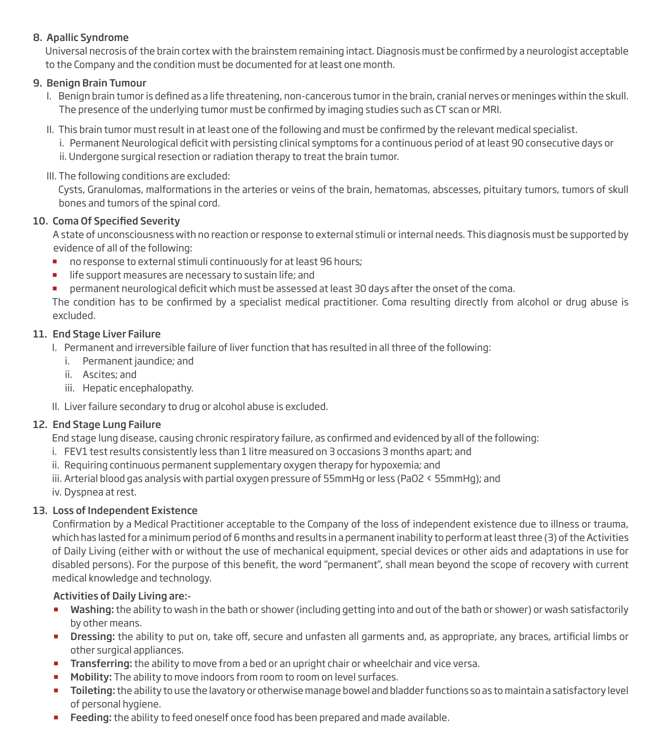**8. Apallic Syndrome**

Universal necrosis of the brain cortex with the brainstem remaining intact. Diagnosis must be confirmed by a neurologist acceptable to the Company and the condition must be documented for at least one month.

**9. Benign Brain Tumour**

I. Benign brain tumor is defined as a life threatening, non-cancerous tumor in the brain, cranial nerves or meninges within the skull. The presence of the underlying tumor must be confirmed by imaging studies such as CT scan or MRI.

II. This brain tumor must result in at least one of the following and must be confirmed by the relevant medical specialist.
   i. Permanent Neurological deficit with persisting clinical symptoms for a continuous period of at least 90 consecutive days or
   ii. Undergone surgical resection or radiation therapy to treat the brain tumor.

III. The following conditions are excluded:
   Cysts, Granulomas, malformations in the arteries or veins of the brain, hematomas, abscesses, pituitary tumors, tumors of skull bones and tumors of the spinal cord.

**10. Coma Of Specified Severity**

A state of unconsciousness with no reaction or response to external stimuli or internal needs. This diagnosis must be supported by evidence of all of the following:

- no response to external stimuli continuously for at least 96 hours;
- life support measures are necessary to sustain life; and
- permanent neurological deficit which must be assessed at least 30 days after the onset of the coma.

The condition has to be confirmed by a specialist medical practitioner. Coma resulting directly from alcohol or drug abuse is excluded.

**11. End Stage Liver Failure**

I. Permanent and irreversible failure of liver function that has resulted in all three of the following:
   i. Permanent jaundice; and
   ii. Ascites; and
   iii. Hepatic encephalopathy.

II. Liver failure secondary to drug or alcohol abuse is excluded.

**12. End Stage Lung Failure**

End stage lung disease, causing chronic respiratory failure, as confirmed and evidenced by all of the following:

i. FEV1 test results consistently less than 1 litre measured on 3 occasions 3 months apart; and
ii. Requiring continuous permanent supplementary oxygen therapy for hypoxemia; and
iii. Arterial blood gas analysis with partial oxygen pressure of 55mmHg or less ($PaO_2 < 55mmHg$); and
iv. Dyspnea at rest.

**13. Loss of Independent Existence**

Confirmation by a Medical Practitioner acceptable to the Company of the loss of independent existence due to illness or trauma, which has lasted for a minimum period of 6 months and results in a permanent inability to perform at least three (3) of the Activities of Daily Living (either with or without the use of mechanical equipment, special devices or other aids and adaptations in use for disabled persons). For the purpose of this benefit, the word "permanent", shall mean beyond the scope of recovery with current medical knowledge and technology.

**Activities of Daily Living are:-**

- **Washing:** the ability to wash in the bath or shower (including getting into and out of the bath or shower) or wash satisfactorily by other means.
- **Dressing:** the ability to put on, take off, secure and unfasten all garments and, as appropriate, any braces, artificial limbs or other surgical appliances.
- **Transferring:** the ability to move from a bed or an upright chair or wheelchair and vice versa.
- **Mobility:** The ability to move indoors from room to room on level surfaces.
- **Toileting:** the ability to use the lavatory or otherwise manage bowel and bladder functions so as to maintain a satisfactory level of personal hygiene.
- **Feeding:** the ability to feed oneself once food has been prepared and made available.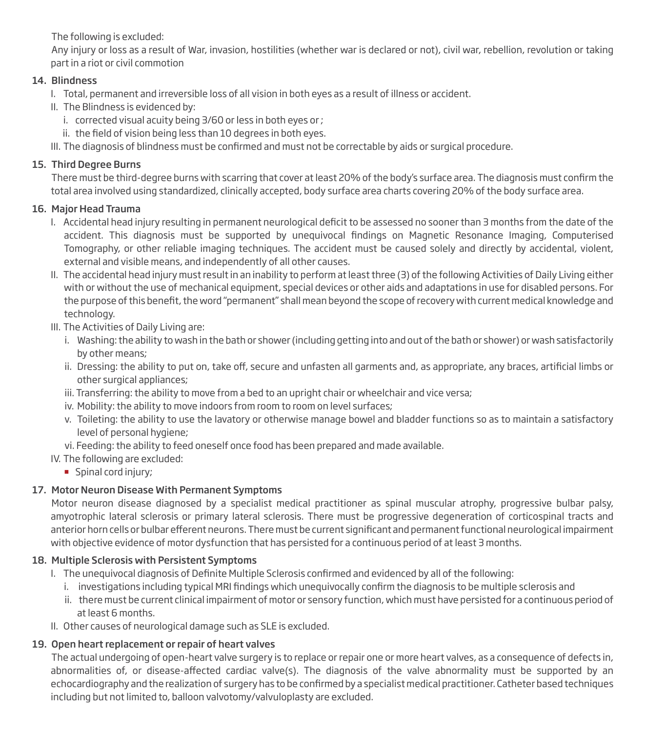The following is excluded:

Any injury or loss as a result of War, invasion, hostilities (whether war is declared or not), civil war, rebellion, revolution or taking part in a riot or civil commotion

### 14. Blindness

I. Total, permanent and irreversible loss of all vision in both eyes as a result of illness or accident.

II. The Blindness is evidenced by:

   i. corrected visual acuity being 3/60 or less in both eyes or ;

   ii. the field of vision being less than 10 degrees in both eyes.

III. The diagnosis of blindness must be confirmed and must not be correctable by aids or surgical procedure.

### 15. Third Degree Burns

There must be third-degree burns with scarring that cover at least 20% of the body's surface area. The diagnosis must confirm the total area involved using standardized, clinically accepted, body surface area charts covering 20% of the body surface area.

### 16. Major Head Trauma

I. Accidental head injury resulting in permanent neurological deficit to be assessed no sooner than 3 months from the date of the accident. This diagnosis must be supported by unequivocal findings on Magnetic Resonance Imaging, Computerised Tomography, or other reliable imaging techniques. The accident must be caused solely and directly by accidental, violent, external and visible means, and independently of all other causes.

II. The accidental head injury must result in an inability to perform at least three (3) of the following Activities of Daily Living either with or without the use of mechanical equipment, special devices or other aids and adaptations in use for disabled persons. For the purpose of this benefit, the word "permanent" shall mean beyond the scope of recovery with current medical knowledge and technology.

III. The Activities of Daily Living are:

   i. Washing: the ability to wash in the bath or shower (including getting into and out of the bath or shower) or wash satisfactorily by other means;

   ii. Dressing: the ability to put on, take off, secure and unfasten all garments and, as appropriate, any braces, artificial limbs or other surgical appliances;

   iii. Transferring: the ability to move from a bed to an upright chair or wheelchair and vice versa;

   iv. Mobility: the ability to move indoors from room to room on level surfaces;

   v. Toileting: the ability to use the lavatory or otherwise manage bowel and bladder functions so as to maintain a satisfactory level of personal hygiene;

   vi. Feeding: the ability to feed oneself once food has been prepared and made available.

IV. The following are excluded:

   - Spinal cord injury;

### 17. Motor Neuron Disease With Permanent Symptoms

Motor neuron disease diagnosed by a specialist medical practitioner as spinal muscular atrophy, progressive bulbar palsy, amyotrophic lateral sclerosis or primary lateral sclerosis. There must be progressive degeneration of corticospinal tracts and anterior horn cells or bulbar efferent neurons. There must be current significant and permanent functional neurological impairment with objective evidence of motor dysfunction that has persisted for a continuous period of at least 3 months.

### 18. Multiple Sclerosis with Persistent Symptoms

I. The unequivocal diagnosis of Definite Multiple Sclerosis confirmed and evidenced by all of the following:

   i. investigations including typical MRI findings which unequivocally confirm the diagnosis to be multiple sclerosis and

   ii. there must be current clinical impairment of motor or sensory function, which must have persisted for a continuous period of at least 6 months.

II. Other causes of neurological damage such as SLE is excluded.

### 19. Open heart replacement or repair of heart valves

The actual undergoing of open-heart valve surgery is to replace or repair one or more heart valves, as a consequence of defects in, abnormalities of, or disease-affected cardiac valve(s). The diagnosis of the valve abnormality must be supported by an echocardiography and the realization of surgery has to be confirmed by a specialist medical practitioner. Catheter based techniques including but not limited to, balloon valvotomy/valvuloplasty are excluded.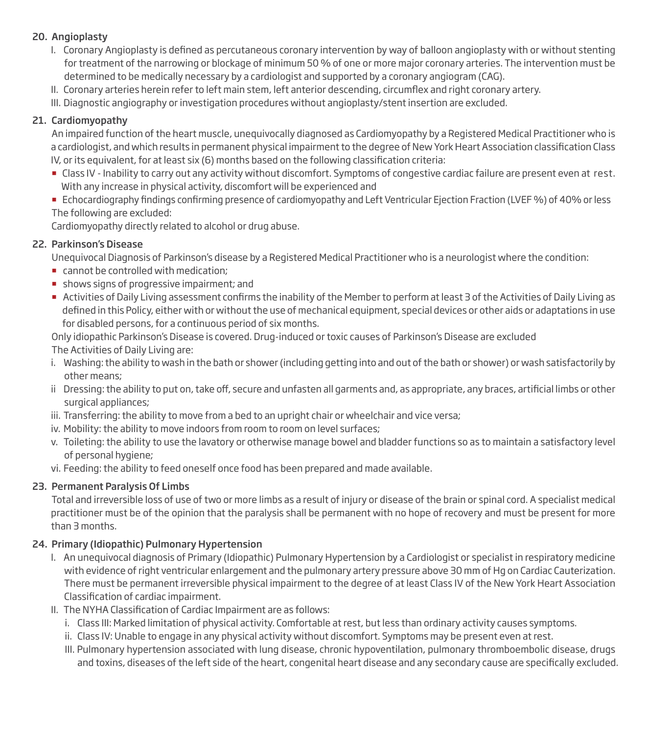## 20. Angioplasty

I. Coronary Angioplasty is defined as percutaneous coronary intervention by way of balloon angioplasty with or without stenting for treatment of the narrowing or blockage of minimum 50 % of one or more major coronary arteries. The intervention must be determined to be medically necessary by a cardiologist and supported by a coronary angiogram (CAG).

II. Coronary arteries herein refer to left main stem, left anterior descending, circumflex and right coronary artery.

III. Diagnostic angiography or investigation procedures without angioplasty/stent insertion are excluded.

## 21. Cardiomyopathy

An impaired function of the heart muscle, unequivocally diagnosed as Cardiomyopathy by a Registered Medical Practitioner who is a cardiologist, and which results in permanent physical impairment to the degree of New York Heart Association classification Class IV, or its equivalent, for at least six (6) months based on the following classification criteria:

- Class IV - Inability to carry out any activity without discomfort. Symptoms of congestive cardiac failure are present even at rest. With any increase in physical activity, discomfort will be experienced and
- Echocardiography findings confirming presence of cardiomyopathy and Left Ventricular Ejection Fraction (LVEF %) of 40% or less

The following are excluded:

Cardiomyopathy directly related to alcohol or drug abuse.

## 22. Parkinson's Disease

Unequivocal Diagnosis of Parkinson's disease by a Registered Medical Practitioner who is a neurologist where the condition:

- cannot be controlled with medication;
- shows signs of progressive impairment; and
- Activities of Daily Living assessment confirms the inability of the Member to perform at least 3 of the Activities of Daily Living as defined in this Policy, either with or without the use of mechanical equipment, special devices or other aids or adaptations in use for disabled persons, for a continuous period of six months.

Only idiopathic Parkinson's Disease is covered. Drug-induced or toxic causes of Parkinson's Disease are excluded

The Activities of Daily Living are:

i. Washing: the ability to wash in the bath or shower (including getting into and out of the bath or shower) or wash satisfactorily by other means;

ii Dressing: the ability to put on, take off, secure and unfasten all garments and, as appropriate, any braces, artificial limbs or other surgical appliances;

iii. Transferring: the ability to move from a bed to an upright chair or wheelchair and vice versa;

iv. Mobility: the ability to move indoors from room to room on level surfaces;

v. Toileting: the ability to use the lavatory or otherwise manage bowel and bladder functions so as to maintain a satisfactory level of personal hygiene;

vi. Feeding: the ability to feed oneself once food has been prepared and made available.

## 23. Permanent Paralysis Of Limbs

Total and irreversible loss of use of two or more limbs as a result of injury or disease of the brain or spinal cord. A specialist medical practitioner must be of the opinion that the paralysis shall be permanent with no hope of recovery and must be present for more than 3 months.

## 24. Primary (Idiopathic) Pulmonary Hypertension

I. An unequivocal diagnosis of Primary (Idiopathic) Pulmonary Hypertension by a Cardiologist or specialist in respiratory medicine with evidence of right ventricular enlargement and the pulmonary artery pressure above 30 mm of Hg on Cardiac Cauterization. There must be permanent irreversible physical impairment to the degree of at least Class IV of the New York Heart Association Classification of cardiac impairment.

II. The NYHA Classification of Cardiac Impairment are as follows:

   i. Class III: Marked limitation of physical activity. Comfortable at rest, but less than ordinary activity causes symptoms.

   ii. Class IV: Unable to engage in any physical activity without discomfort. Symptoms may be present even at rest.

   III. Pulmonary hypertension associated with lung disease, chronic hypoventilation, pulmonary thromboembolic disease, drugs and toxins, diseases of the left side of the heart, congenital heart disease and any secondary cause are specifically excluded.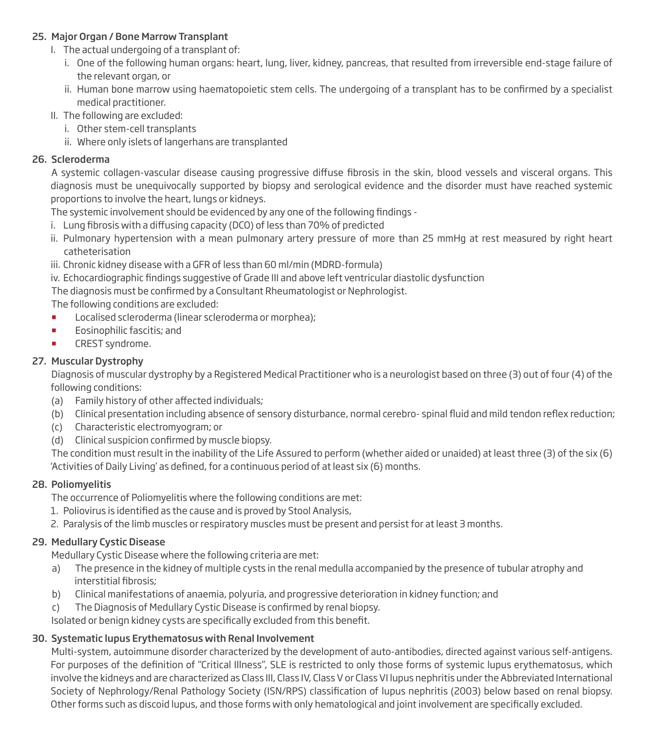### 25. Major Organ / Bone Marrow Transplant

I. The actual undergoing of a transplant of:

   i. One of the following human organs: heart, lung, liver, kidney, pancreas, that resulted from irreversible end-stage failure of the relevant organ, or

   ii. Human bone marrow using haematopoietic stem cells. The undergoing of a transplant has to be confirmed by a specialist medical practitioner.

II. The following are excluded:

   i. Other stem-cell transplants

   ii. Where only islets of langerhans are transplanted

### 26. Scleroderma

A systemic collagen-vascular disease causing progressive diffuse fibrosis in the skin, blood vessels and visceral organs. This diagnosis must be unequivocally supported by biopsy and serological evidence and the disorder must have reached systemic proportions to involve the heart, lungs or kidneys.

The systemic involvement should be evidenced by any one of the following findings -

i. Lung fibrosis with a diffusing capacity (DCO) of less than 70% of predicted

ii. Pulmonary hypertension with a mean pulmonary artery pressure of more than 25 mmHg at rest measured by right heart catheterisation

iii. Chronic kidney disease with a GFR of less than 60 ml/min (MDRD-formula)

iv. Echocardiographic findings suggestive of Grade III and above left ventricular diastolic dysfunction

The diagnosis must be confirmed by a Consultant Rheumatologist or Nephrologist.

The following conditions are excluded:

- Localised scleroderma (linear scleroderma or morphea);
- Eosinophilic fascitis; and
- CREST syndrome.

### 27. Muscular Dystrophy

Diagnosis of muscular dystrophy by a Registered Medical Practitioner who is a neurologist based on three (3) out of four (4) of the following conditions:

(a) Family history of other affected individuals;

(b) Clinical presentation including absence of sensory disturbance, normal cerebro- spinal fluid and mild tendon reflex reduction;

(c) Characteristic electromyogram; or

(d) Clinical suspicion confirmed by muscle biopsy.

The condition must result in the inability of the Life Assured to perform (whether aided or unaided) at least three (3) of the six (6) 'Activities of Daily Living' as defined, for a continuous period of at least six (6) months.

### 28. Poliomyelitis

The occurrence of Poliomyelitis where the following conditions are met:

1. Poliovirus is identified as the cause and is proved by Stool Analysis,
2. Paralysis of the limb muscles or respiratory muscles must be present and persist for at least 3 months.

### 29. Medullary Cystic Disease

Medullary Cystic Disease where the following criteria are met:

a) The presence in the kidney of multiple cysts in the renal medulla accompanied by the presence of tubular atrophy and interstitial fibrosis;

b) Clinical manifestations of anaemia, polyuria, and progressive deterioration in kidney function; and

c) The Diagnosis of Medullary Cystic Disease is confirmed by renal biopsy.

Isolated or benign kidney cysts are specifically excluded from this benefit.

### 30. Systematic lupus Erythematosus with Renal Involvement

Multi-system, autoimmune disorder characterized by the development of auto-antibodies, directed against various self-antigens. For purposes of the definition of "Critical Illness", SLE is restricted to only those forms of systemic lupus erythematosus, which involve the kidneys and are characterized as Class III, Class IV, Class V or Class VI lupus nephritis under the Abbreviated International Society of Nephrology/Renal Pathology Society (ISN/RPS) classification of lupus nephritis (2003) below based on renal biopsy. Other forms such as discoid lupus, and those forms with only hematological and joint involvement are specifically excluded.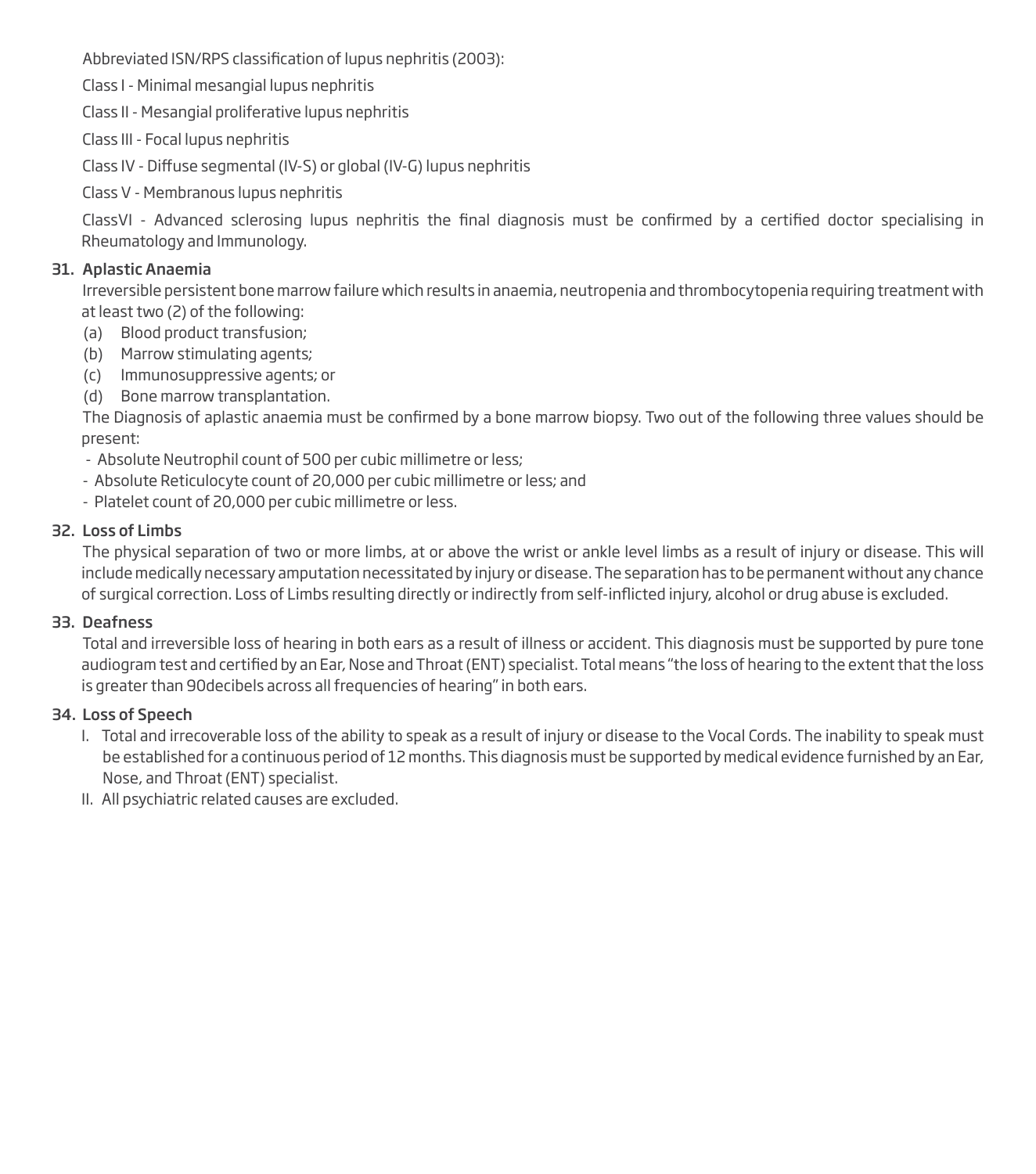Abbreviated ISN/RPS classification of lupus nephritis (2003):

Class I - Minimal mesangial lupus nephritis

Class II - Mesangial proliferative lupus nephritis

Class III - Focal lupus nephritis

Class IV - Diffuse segmental (IV-S) or global (IV-G) lupus nephritis

Class V - Membranous lupus nephritis

ClassVI - Advanced sclerosing lupus nephritis the final diagnosis must be confirmed by a certified doctor specialising in Rheumatology and Immunology.

### 31. Aplastic Anaemia

Irreversible persistent bone marrow failure which results in anaemia, neutropenia and thrombocytopenia requiring treatment with at least two (2) of the following:

(a) Blood product transfusion;
(b) Marrow stimulating agents;
(c) Immunosuppressive agents; or
(d) Bone marrow transplantation.

The Diagnosis of aplastic anaemia must be confirmed by a bone marrow biopsy. Two out of the following three values should be present:

- Absolute Neutrophil count of 500 per cubic millimetre or less;
- Absolute Reticulocyte count of 20,000 per cubic millimetre or less; and
- Platelet count of 20,000 per cubic millimetre or less.

### 32. Loss of Limbs

The physical separation of two or more limbs, at or above the wrist or ankle level limbs as a result of injury or disease. This will include medically necessary amputation necessitated by injury or disease. The separation has to be permanent without any chance of surgical correction. Loss of Limbs resulting directly or indirectly from self-inflicted injury, alcohol or drug abuse is excluded.

### 33. Deafness

Total and irreversible loss of hearing in both ears as a result of illness or accident. This diagnosis must be supported by pure tone audiogram test and certified by an Ear, Nose and Throat (ENT) specialist. Total means "the loss of hearing to the extent that the loss is greater than 90decibels across all frequencies of hearing" in both ears.

### 34. Loss of Speech

I. Total and irrecoverable loss of the ability to speak as a result of injury or disease to the Vocal Cords. The inability to speak must be established for a continuous period of 12 months. This diagnosis must be supported by medical evidence furnished by an Ear, Nose, and Throat (ENT) specialist.

II. All psychiatric related causes are excluded.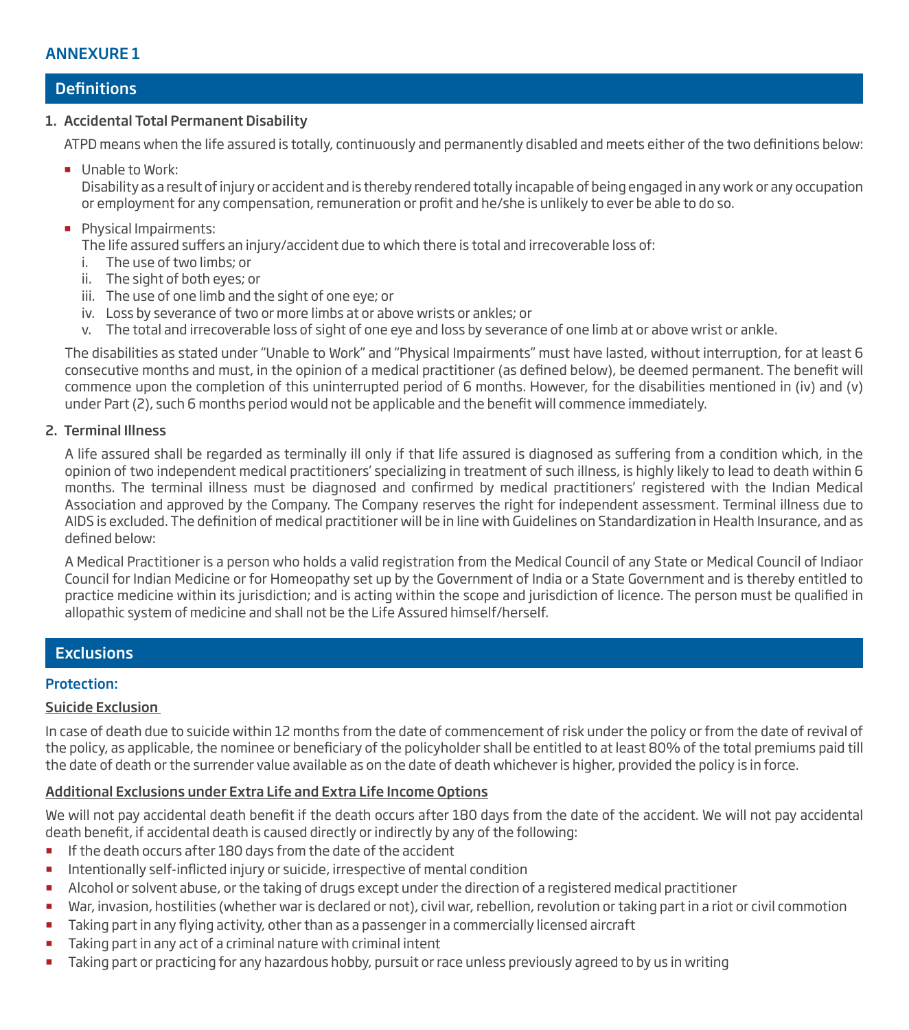## ANNEXURE 1

## Definitions

### 1. Accidental Total Permanent Disability

ATPD means when the life assured is totally, continuously and permanently disabled and meets either of the two definitions below:

- Unable to Work:
  Disability as a result of injury or accident and is thereby rendered totally incapable of being engaged in any work or any occupation or employment for any compensation, remuneration or profit and he/she is unlikely to ever be able to do so.
- Physical Impairments:
  The life assured suffers an injury/accident due to which there is total and irrecoverable loss of:
  i. The use of two limbs; or
  ii. The sight of both eyes; or
  iii. The use of one limb and the sight of one eye; or
  iv. Loss by severance of two or more limbs at or above wrists or ankles; or
  v. The total and irrecoverable loss of sight of one eye and loss by severance of one limb at or above wrist or ankle.

The disabilities as stated under "Unable to Work" and "Physical Impairments" must have lasted, without interruption, for at least 6 consecutive months and must, in the opinion of a medical practitioner (as defined below), be deemed permanent. The benefit will commence upon the completion of this uninterrupted period of 6 months. However, for the disabilities mentioned in (iv) and (v) under Part (2), such 6 months period would not be applicable and the benefit will commence immediately.

### 2. Terminal Illness

A life assured shall be regarded as terminally ill only if that life assured is diagnosed as suffering from a condition which, in the opinion of two independent medical practitioners' specializing in treatment of such illness, is highly likely to lead to death within 6 months. The terminal illness must be diagnosed and confirmed by medical practitioners' registered with the Indian Medical Association and approved by the Company. The Company reserves the right for independent assessment. Terminal illness due to AIDS is excluded. The definition of medical practitioner will be in line with Guidelines on Standardization in Health Insurance, and as defined below:

A Medical Practitioner is a person who holds a valid registration from the Medical Council of any State or Medical Council of Indiaor Council for Indian Medicine or for Homeopathy set up by the Government of India or a State Government and is thereby entitled to practice medicine within its jurisdiction; and is acting within the scope and jurisdiction of licence. The person must be qualified in allopathic system of medicine and shall not be the Life Assured himself/herself.

## Exclusions

### Protection:

**Suicide Exclusion**

In case of death due to suicide within 12 months from the date of commencement of risk under the policy or from the date of revival of the policy, as applicable, the nominee or beneficiary of the policyholder shall be entitled to at least 80% of the total premiums paid till the date of death or the surrender value available as on the date of death whichever is higher, provided the policy is in force.

**Additional Exclusions under Extra Life and Extra Life Income Options**

We will not pay accidental death benefit if the death occurs after 180 days from the date of the accident. We will not pay accidental death benefit, if accidental death is caused directly or indirectly by any of the following:

- If the death occurs after 180 days from the date of the accident
- Intentionally self-inflicted injury or suicide, irrespective of mental condition
- Alcohol or solvent abuse, or the taking of drugs except under the direction of a registered medical practitioner
- War, invasion, hostilities (whether war is declared or not), civil war, rebellion, revolution or taking part in a riot or civil commotion
- Taking part in any flying activity, other than as a passenger in a commercially licensed aircraft
- Taking part in any act of a criminal nature with criminal intent
- Taking part or practicing for any hazardous hobby, pursuit or race unless previously agreed to by us in writing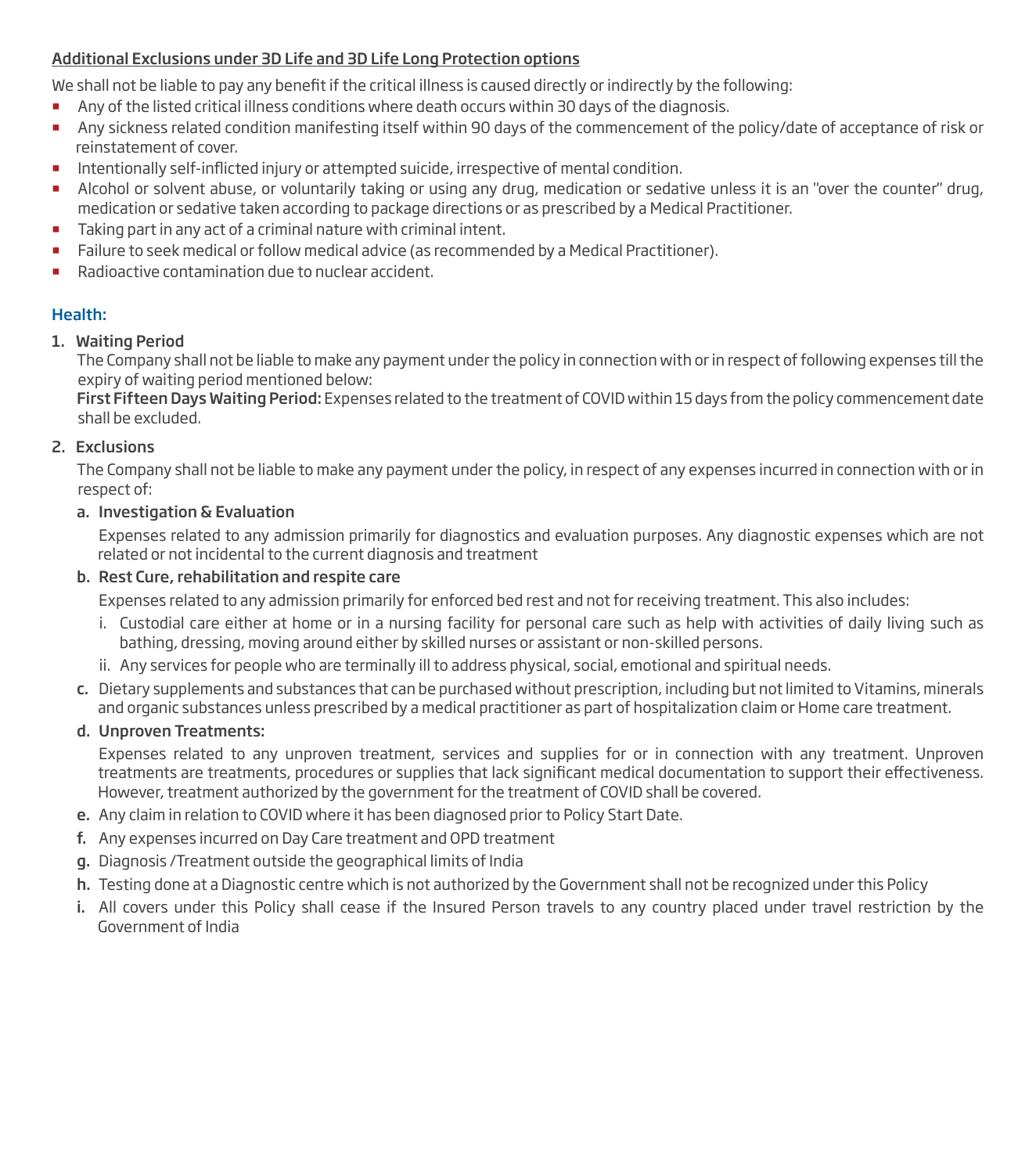## Additional Exclusions under 3D Life and 3D Life Long Protection options

We shall not be liable to pay any benefit if the critical illness is caused directly or indirectly by the following:

- Any of the listed critical illness conditions where death occurs within 30 days of the diagnosis.
- Any sickness related condition manifesting itself within 90 days of the commencement of the policy/date of acceptance of risk or reinstatement of cover.
- Intentionally self-inflicted injury or attempted suicide, irrespective of mental condition.
- Alcohol or solvent abuse, or voluntarily taking or using any drug, medication or sedative unless it is an "over the counter" drug, medication or sedative taken according to package directions or as prescribed by a Medical Practitioner.
- Taking part in any act of a criminal nature with criminal intent.
- Failure to seek medical or follow medical advice (as recommended by a Medical Practitioner).
- Radioactive contamination due to nuclear accident.

## Health:

1. **Waiting Period**

   The Company shall not be liable to make any payment under the policy in connection with or in respect of following expenses till the expiry of waiting period mentioned below:

   **First Fifteen Days Waiting Period:** Expenses related to the treatment of COVID within 15 days from the policy commencement date shall be excluded.

2. **Exclusions**

   The Company shall not be liable to make any payment under the policy, in respect of any expenses incurred in connection with or in respect of:

   a. **Investigation & Evaluation**

      Expenses related to any admission primarily for diagnostics and evaluation purposes. Any diagnostic expenses which are not related or not incidental to the current diagnosis and treatment

   b. **Rest Cure, rehabilitation and respite care**

      Expenses related to any admission primarily for enforced bed rest and not for receiving treatment. This also includes:

      i. Custodial care either at home or in a nursing facility for personal care such as help with activities of daily living such as bathing, dressing, moving around either by skilled nurses or assistant or non-skilled persons.

      ii. Any services for people who are terminally ill to address physical, social, emotional and spiritual needs.

   c. Dietary supplements and substances that can be purchased without prescription, including but not limited to Vitamins, minerals and organic substances unless prescribed by a medical practitioner as part of hospitalization claim or Home care treatment.

   d. **Unproven Treatments:**

      Expenses related to any unproven treatment, services and supplies for or in connection with any treatment. Unproven treatments are treatments, procedures or supplies that lack significant medical documentation to support their effectiveness. However, treatment authorized by the government for the treatment of COVID shall be covered.

   e. Any claim in relation to COVID where it has been diagnosed prior to Policy Start Date.

   f. Any expenses incurred on Day Care treatment and OPD treatment

   g. Diagnosis /Treatment outside the geographical limits of India

   h. Testing done at a Diagnostic centre which is not authorized by the Government shall not be recognized under this Policy

   i. All covers under this Policy shall cease if the Insured Person travels to any country placed under travel restriction by the Government of India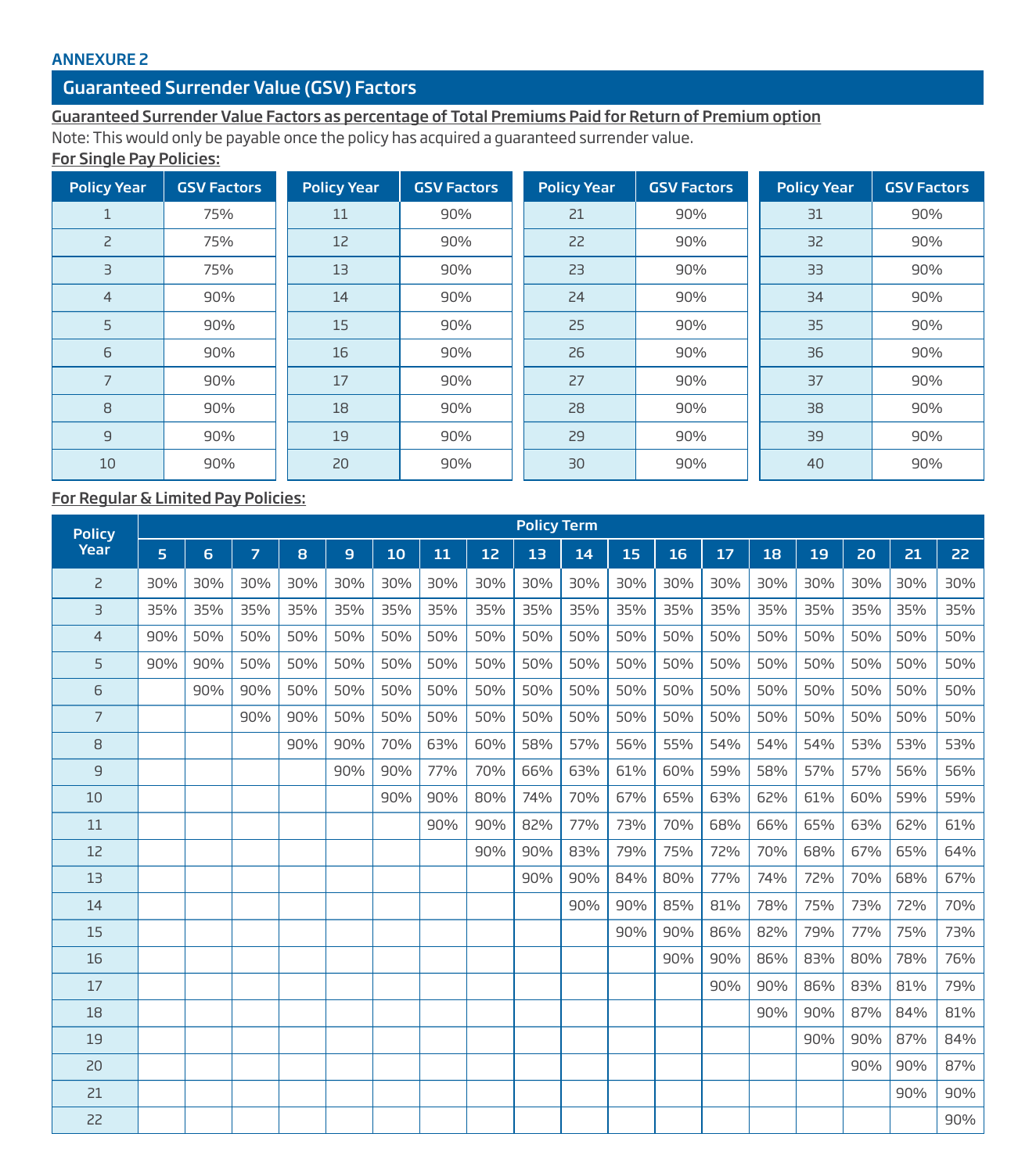**ANNEXURE 2**

## Guaranteed Surrender Value (GSV) Factors

**Guaranteed Surrender Value Factors as percentage of Total Premiums Paid for Return of Premium option**

Note: This would only be payable once the policy has acquired a guaranteed surrender value.

**For Single Pay Policies:**

| Policy Year | GSV Factors | Policy Year | GSV Factors | Policy Year | GSV Factors | Policy Year | GSV Factors |
|---|---|---|---|---|---|---|---|
| 1 | 75% | 11 | 90% | 21 | 90% | 31 | 90% |
| 2 | 75% | 12 | 90% | 22 | 90% | 32 | 90% |
| 3 | 75% | 13 | 90% | 23 | 90% | 33 | 90% |
| 4 | 90% | 14 | 90% | 24 | 90% | 34 | 90% |
| 5 | 90% | 15 | 90% | 25 | 90% | 35 | 90% |
| 6 | 90% | 16 | 90% | 26 | 90% | 36 | 90% |
| 7 | 90% | 17 | 90% | 27 | 90% | 37 | 90% |
| 8 | 90% | 18 | 90% | 28 | 90% | 38 | 90% |
| 9 | 90% | 19 | 90% | 29 | 90% | 39 | 90% |
| 10 | 90% | 20 | 90% | 30 | 90% | 40 | 90% |

**For Regular & Limited Pay Policies:**

| Policy Year | Policy Term | | | | | | | | | | | | | | | | | |
|---|---|---|---|---|---|---|---|---|---|---|---|---|---|---|---|---|---|---|
| | 5 | 6 | 7 | 8 | 9 | 10 | 11 | 12 | 13 | 14 | 15 | 16 | 17 | 18 | 19 | 20 | 21 | 22 |
| 2 | 30% | 30% | 30% | 30% | 30% | 30% | 30% | 30% | 30% | 30% | 30% | 30% | 30% | 30% | 30% | 30% | 30% | 30% |
| 3 | 35% | 35% | 35% | 35% | 35% | 35% | 35% | 35% | 35% | 35% | 35% | 35% | 35% | 35% | 35% | 35% | 35% | 35% |
| 4 | 90% | 50% | 50% | 50% | 50% | 50% | 50% | 50% | 50% | 50% | 50% | 50% | 50% | 50% | 50% | 50% | 50% | 50% |
| 5 | 90% | 90% | 50% | 50% | 50% | 50% | 50% | 50% | 50% | 50% | 50% | 50% | 50% | 50% | 50% | 50% | 50% | 50% |
| 6 | | 90% | 90% | 50% | 50% | 50% | 50% | 50% | 50% | 50% | 50% | 50% | 50% | 50% | 50% | 50% | 50% | 50% |
| 7 | | | 90% | 90% | 50% | 50% | 50% | 50% | 50% | 50% | 50% | 50% | 50% | 50% | 50% | 50% | 50% | 50% |
| 8 | | | | 90% | 90% | 70% | 63% | 60% | 58% | 57% | 56% | 55% | 54% | 54% | 54% | 53% | 53% | 53% |
| 9 | | | | | 90% | 90% | 77% | 70% | 66% | 63% | 61% | 60% | 59% | 58% | 57% | 57% | 56% | 56% |
| 10 | | | | | | 90% | 90% | 80% | 74% | 70% | 67% | 65% | 63% | 62% | 61% | 60% | 59% | 59% |
| 11 | | | | | | | 90% | 90% | 82% | 77% | 73% | 70% | 68% | 66% | 65% | 63% | 62% | 61% |
| 12 | | | | | | | | 90% | 90% | 83% | 79% | 75% | 72% | 70% | 68% | 67% | 65% | 64% |
| 13 | | | | | | | | | 90% | 90% | 84% | 80% | 77% | 74% | 72% | 70% | 68% | 67% |
| 14 | | | | | | | | | | 90% | 90% | 85% | 81% | 78% | 75% | 73% | 72% | 70% |
| 15 | | | | | | | | | | | 90% | 90% | 86% | 82% | 79% | 77% | 75% | 73% |
| 16 | | | | | | | | | | | | 90% | 90% | 86% | 83% | 80% | 78% | 76% |
| 17 | | | | | | | | | | | | | 90% | 90% | 86% | 83% | 81% | 79% |
| 18 | | | | | | | | | | | | | | 90% | 90% | 87% | 84% | 81% |
| 19 | | | | | | | | | | | | | | | 90% | 90% | 87% | 84% |
| 20 | | | | | | | | | | | | | | | | 90% | 90% | 87% |
| 21 | | | | | | | | | | | | | | | | | 90% | 90% |
| 22 | | | | | | | | | | | | | | | | | | 90% |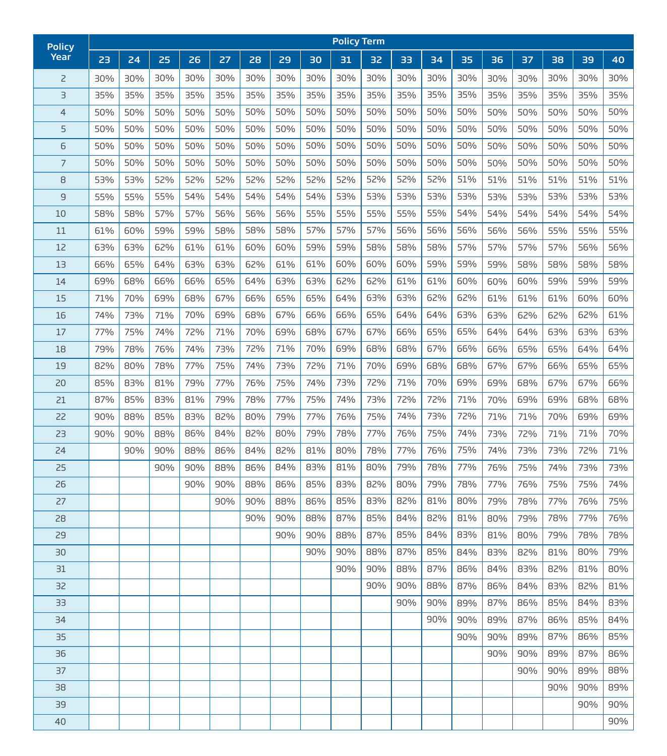| Policy Year | Policy Term | | | | | | | | | | | | | | | | | |
|---|---|---|---|---|---|---|---|---|---|---|---|---|---|---|---|---|---|---|
| | 23 | 24 | 25 | 26 | 27 | 28 | 29 | 30 | 31 | 32 | 33 | 34 | 35 | 36 | 37 | 38 | 39 | 40 |
| 2 | 30% | 30% | 30% | 30% | 30% | 30% | 30% | 30% | 30% | 30% | 30% | 30% | 30% | 30% | 30% | 30% | 30% | 30% |
| 3 | 35% | 35% | 35% | 35% | 35% | 35% | 35% | 35% | 35% | 35% | 35% | 35% | 35% | 35% | 35% | 35% | 35% | 35% |
| 4 | 50% | 50% | 50% | 50% | 50% | 50% | 50% | 50% | 50% | 50% | 50% | 50% | 50% | 50% | 50% | 50% | 50% | 50% |
| 5 | 50% | 50% | 50% | 50% | 50% | 50% | 50% | 50% | 50% | 50% | 50% | 50% | 50% | 50% | 50% | 50% | 50% | 50% |
| 6 | 50% | 50% | 50% | 50% | 50% | 50% | 50% | 50% | 50% | 50% | 50% | 50% | 50% | 50% | 50% | 50% | 50% | 50% |
| 7 | 50% | 50% | 50% | 50% | 50% | 50% | 50% | 50% | 50% | 50% | 50% | 50% | 50% | 50% | 50% | 50% | 50% | 50% |
| 8 | 53% | 53% | 52% | 52% | 52% | 52% | 52% | 52% | 52% | 52% | 52% | 52% | 51% | 51% | 51% | 51% | 51% | 51% |
| 9 | 55% | 55% | 55% | 54% | 54% | 54% | 54% | 54% | 53% | 53% | 53% | 53% | 53% | 53% | 53% | 53% | 53% | 53% |
| 10 | 58% | 58% | 57% | 57% | 56% | 56% | 56% | 55% | 55% | 55% | 55% | 55% | 54% | 54% | 54% | 54% | 54% | 54% |
| 11 | 61% | 60% | 59% | 59% | 58% | 58% | 58% | 57% | 57% | 57% | 56% | 56% | 56% | 56% | 56% | 55% | 55% | 55% |
| 12 | 63% | 63% | 62% | 61% | 61% | 60% | 60% | 59% | 59% | 58% | 58% | 58% | 57% | 57% | 57% | 57% | 56% | 56% |
| 13 | 66% | 65% | 64% | 63% | 63% | 62% | 61% | 61% | 60% | 60% | 60% | 59% | 59% | 59% | 58% | 58% | 58% | 58% |
| 14 | 69% | 68% | 66% | 66% | 65% | 64% | 63% | 63% | 62% | 62% | 61% | 61% | 60% | 60% | 60% | 59% | 59% | 59% |
| 15 | 71% | 70% | 69% | 68% | 67% | 66% | 65% | 65% | 64% | 63% | 63% | 62% | 62% | 61% | 61% | 61% | 60% | 60% |
| 16 | 74% | 73% | 71% | 70% | 69% | 68% | 67% | 66% | 66% | 65% | 64% | 64% | 63% | 63% | 62% | 62% | 62% | 61% |
| 17 | 77% | 75% | 74% | 72% | 71% | 70% | 69% | 68% | 67% | 67% | 66% | 65% | 65% | 64% | 64% | 63% | 63% | 63% |
| 18 | 79% | 78% | 76% | 74% | 73% | 72% | 71% | 70% | 69% | 68% | 68% | 67% | 66% | 66% | 65% | 65% | 64% | 64% |
| 19 | 82% | 80% | 78% | 77% | 75% | 74% | 73% | 72% | 71% | 70% | 69% | 68% | 68% | 67% | 67% | 66% | 65% | 65% |
| 20 | 85% | 83% | 81% | 79% | 77% | 76% | 75% | 74% | 73% | 72% | 71% | 70% | 69% | 69% | 68% | 67% | 67% | 66% |
| 21 | 87% | 85% | 83% | 81% | 79% | 78% | 77% | 75% | 74% | 73% | 72% | 72% | 71% | 70% | 69% | 69% | 68% | 68% |
| 22 | 90% | 88% | 85% | 83% | 82% | 80% | 79% | 77% | 76% | 75% | 74% | 73% | 72% | 71% | 71% | 70% | 69% | 69% |
| 23 | 90% | 90% | 88% | 86% | 84% | 82% | 80% | 79% | 78% | 77% | 76% | 75% | 74% | 73% | 72% | 71% | 71% | 70% |
| 24 | | 90% | 90% | 88% | 86% | 84% | 82% | 81% | 80% | 78% | 77% | 76% | 75% | 74% | 73% | 73% | 72% | 71% |
| 25 | | | 90% | 90% | 88% | 86% | 84% | 83% | 81% | 80% | 79% | 78% | 77% | 76% | 75% | 74% | 73% | 73% |
| 26 | | | | 90% | 90% | 88% | 86% | 85% | 83% | 82% | 80% | 79% | 78% | 77% | 76% | 75% | 75% | 74% |
| 27 | | | | | 90% | 90% | 88% | 86% | 85% | 83% | 82% | 81% | 80% | 79% | 78% | 77% | 76% | 75% |
| 28 | | | | | | 90% | 90% | 88% | 87% | 85% | 84% | 82% | 81% | 80% | 79% | 78% | 77% | 76% |
| 29 | | | | | | | 90% | 90% | 88% | 87% | 85% | 84% | 83% | 81% | 80% | 79% | 78% | 78% |
| 30 | | | | | | | | 90% | 90% | 88% | 87% | 85% | 84% | 83% | 82% | 81% | 80% | 79% |
| 31 | | | | | | | | | 90% | 90% | 88% | 87% | 86% | 84% | 83% | 82% | 81% | 80% |
| 32 | | | | | | | | | | 90% | 90% | 88% | 87% | 86% | 84% | 83% | 82% | 81% |
| 33 | | | | | | | | | | | 90% | 90% | 89% | 87% | 86% | 85% | 84% | 83% |
| 34 | | | | | | | | | | | | 90% | 90% | 89% | 87% | 86% | 85% | 84% |
| 35 | | | | | | | | | | | | | 90% | 90% | 89% | 87% | 86% | 85% |
| 36 | | | | | | | | | | | | | | 90% | 90% | 89% | 87% | 86% |
| 37 | | | | | | | | | | | | | | | 90% | 90% | 89% | 88% |
| 38 | | | | | | | | | | | | | | | | 90% | 90% | 89% |
| 39 | | | | | | | | | | | | | | | | | 90% | 90% |
| 40 | | | | | | | | | | | | | | | | | | 90% |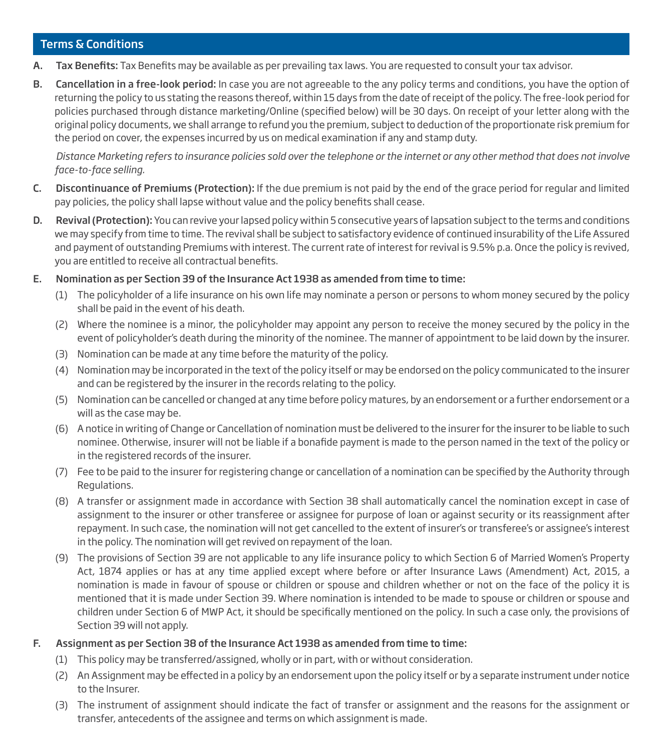## Terms & Conditions

A. **Tax Benefits:** Tax Benefits may be available as per prevailing tax laws. You are requested to consult your tax advisor.

B. **Cancellation in a free-look period:** In case you are not agreeable to the any policy terms and conditions, you have the option of returning the policy to us stating the reasons thereof, within 15 days from the date of receipt of the policy. The free-look period for policies purchased through distance marketing/Online (specified below) will be 30 days. On receipt of your letter along with the original policy documents, we shall arrange to refund you the premium, subject to deduction of the proportionate risk premium for the period on cover, the expenses incurred by us on medical examination if any and stamp duty.

   *Distance Marketing refers to insurance policies sold over the telephone or the internet or any other method that does not involve face-to-face selling.*

C. **Discontinuance of Premiums (Protection):** If the due premium is not paid by the end of the grace period for regular and limited pay policies, the policy shall lapse without value and the policy benefits shall cease.

D. **Revival (Protection):** You can revive your lapsed policy within 5 consecutive years of lapsation subject to the terms and conditions we may specify from time to time. The revival shall be subject to satisfactory evidence of continued insurability of the Life Assured and payment of outstanding Premiums with interest. The current rate of interest for revival is 9.5% p.a. Once the policy is revived, you are entitled to receive all contractual benefits.

E. **Nomination as per Section 39 of the Insurance Act 1938 as amended from time to time:**

   (1) The policyholder of a life insurance on his own life may nominate a person or persons to whom money secured by the policy shall be paid in the event of his death.

   (2) Where the nominee is a minor, the policyholder may appoint any person to receive the money secured by the policy in the event of policyholder's death during the minority of the nominee. The manner of appointment to be laid down by the insurer.

   (3) Nomination can be made at any time before the maturity of the policy.

   (4) Nomination may be incorporated in the text of the policy itself or may be endorsed on the policy communicated to the insurer and can be registered by the insurer in the records relating to the policy.

   (5) Nomination can be cancelled or changed at any time before policy matures, by an endorsement or a further endorsement or a will as the case may be.

   (6) A notice in writing of Change or Cancellation of nomination must be delivered to the insurer for the insurer to be liable to such nominee. Otherwise, insurer will not be liable if a bonafide payment is made to the person named in the text of the policy or in the registered records of the insurer.

   (7) Fee to be paid to the insurer for registering change or cancellation of a nomination can be specified by the Authority through Regulations.

   (8) A transfer or assignment made in accordance with Section 38 shall automatically cancel the nomination except in case of assignment to the insurer or other transferee or assignee for purpose of loan or against security or its reassignment after repayment. In such case, the nomination will not get cancelled to the extent of insurer's or transferee's or assignee's interest in the policy. The nomination will get revived on repayment of the loan.

   (9) The provisions of Section 39 are not applicable to any life insurance policy to which Section 6 of Married Women's Property Act, 1874 applies or has at any time applied except where before or after Insurance Laws (Amendment) Act, 2015, a nomination is made in favour of spouse or children or spouse and children whether or not on the face of the policy it is mentioned that it is made under Section 39. Where nomination is intended to be made to spouse or children or spouse and children under Section 6 of MWP Act, it should be specifically mentioned on the policy. In such a case only, the provisions of Section 39 will not apply.

F. **Assignment as per Section 38 of the Insurance Act 1938 as amended from time to time:**

   (1) This policy may be transferred/assigned, wholly or in part, with or without consideration.

   (2) An Assignment may be effected in a policy by an endorsement upon the policy itself or by a separate instrument under notice to the Insurer.

   (3) The instrument of assignment should indicate the fact of transfer or assignment and the reasons for the assignment or transfer, antecedents of the assignee and terms on which assignment is made.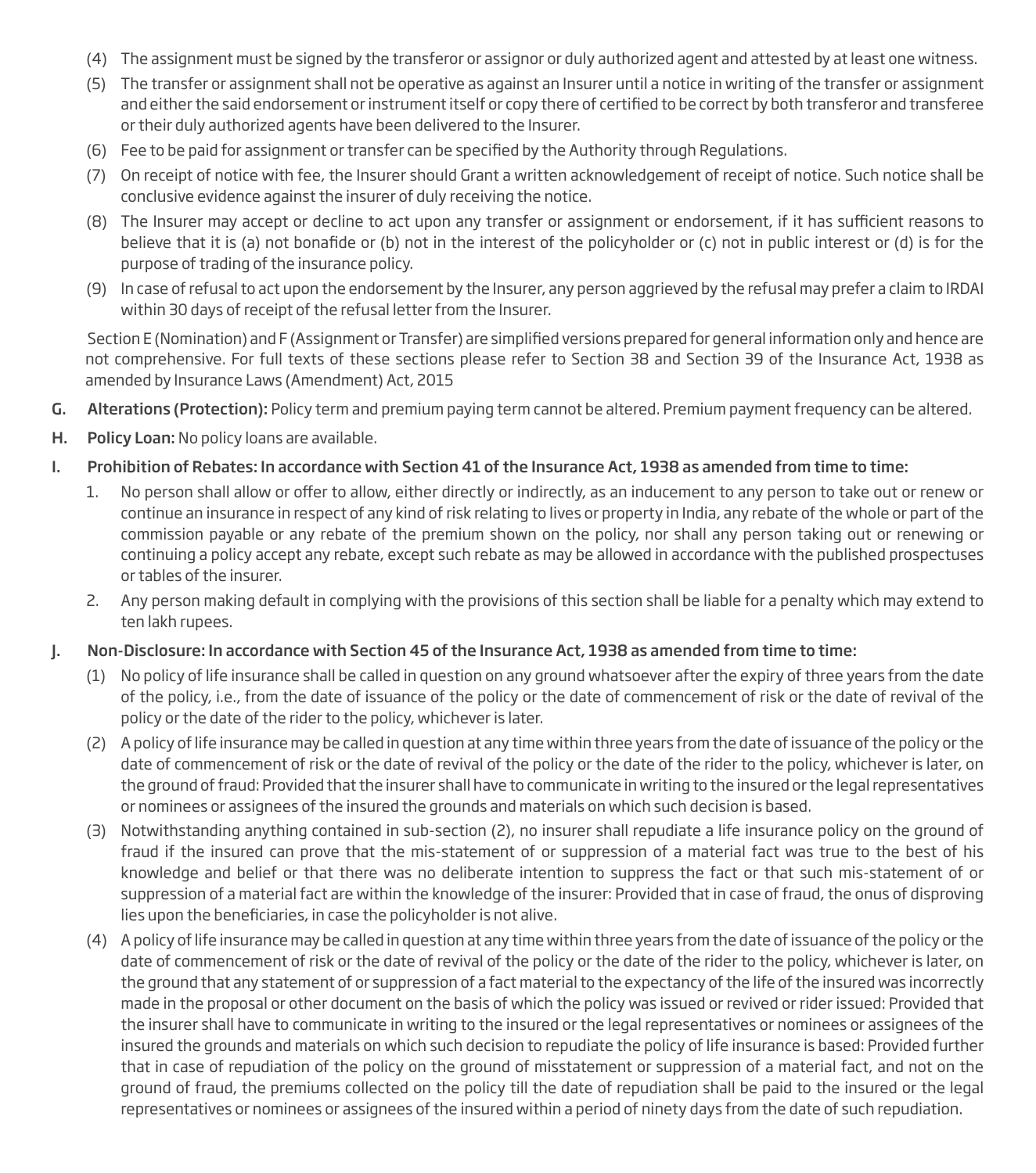(4) The assignment must be signed by the transferor or assignor or duly authorized agent and attested by at least one witness.

(5) The transfer or assignment shall not be operative as against an Insurer until a notice in writing of the transfer or assignment and either the said endorsement or instrument itself or copy there of certified to be correct by both transferor and transferee or their duly authorized agents have been delivered to the Insurer.

(6) Fee to be paid for assignment or transfer can be specified by the Authority through Regulations.

(7) On receipt of notice with fee, the Insurer should Grant a written acknowledgement of receipt of notice. Such notice shall be conclusive evidence against the insurer of duly receiving the notice.

(8) The Insurer may accept or decline to act upon any transfer or assignment or endorsement, if it has sufficient reasons to believe that it is (a) not bonafide or (b) not in the interest of the policyholder or (c) not in public interest or (d) is for the purpose of trading of the insurance policy.

(9) In case of refusal to act upon the endorsement by the Insurer, any person aggrieved by the refusal may prefer a claim to IRDAI within 30 days of receipt of the refusal letter from the Insurer.

Section E (Nomination) and F (Assignment or Transfer) are simplified versions prepared for general information only and hence are not comprehensive. For full texts of these sections please refer to Section 38 and Section 39 of the Insurance Act, 1938 as amended by Insurance Laws (Amendment) Act, 2015

**G. Alterations (Protection):** Policy term and premium paying term cannot be altered. Premium payment frequency can be altered.

**H. Policy Loan:** No policy loans are available.

**I. Prohibition of Rebates: In accordance with Section 41 of the Insurance Act, 1938 as amended from time to time:**

1. No person shall allow or offer to allow, either directly or indirectly, as an inducement to any person to take out or renew or continue an insurance in respect of any kind of risk relating to lives or property in India, any rebate of the whole or part of the commission payable or any rebate of the premium shown on the policy, nor shall any person taking out or renewing or continuing a policy accept any rebate, except such rebate as may be allowed in accordance with the published prospectuses or tables of the insurer.
2. Any person making default in complying with the provisions of this section shall be liable for a penalty which may extend to ten lakh rupees.

**J. Non-Disclosure: In accordance with Section 45 of the Insurance Act, 1938 as amended from time to time:**

(1) No policy of life insurance shall be called in question on any ground whatsoever after the expiry of three years from the date of the policy, i.e., from the date of issuance of the policy or the date of commencement of risk or the date of revival of the policy or the date of the rider to the policy, whichever is later.

(2) A policy of life insurance may be called in question at any time within three years from the date of issuance of the policy or the date of commencement of risk or the date of revival of the policy or the date of the rider to the policy, whichever is later, on the ground of fraud: Provided that the insurer shall have to communicate in writing to the insured or the legal representatives or nominees or assignees of the insured the grounds and materials on which such decision is based.

(3) Notwithstanding anything contained in sub-section (2), no insurer shall repudiate a life insurance policy on the ground of fraud if the insured can prove that the mis-statement of or suppression of a material fact was true to the best of his knowledge and belief or that there was no deliberate intention to suppress the fact or that such mis-statement of or suppression of a material fact are within the knowledge of the insurer: Provided that in case of fraud, the onus of disproving lies upon the beneficiaries, in case the policyholder is not alive.

(4) A policy of life insurance may be called in question at any time within three years from the date of issuance of the policy or the date of commencement of risk or the date of revival of the policy or the date of the rider to the policy, whichever is later, on the ground that any statement of or suppression of a fact material to the expectancy of the life of the insured was incorrectly made in the proposal or other document on the basis of which the policy was issued or revived or rider issued: Provided that the insurer shall have to communicate in writing to the insured or the legal representatives or nominees or assignees of the insured the grounds and materials on which such decision to repudiate the policy of life insurance is based: Provided further that in case of repudiation of the policy on the ground of misstatement or suppression of a material fact, and not on the ground of fraud, the premiums collected on the policy till the date of repudiation shall be paid to the insured or the legal representatives or nominees or assignees of the insured within a period of ninety days from the date of such repudiation.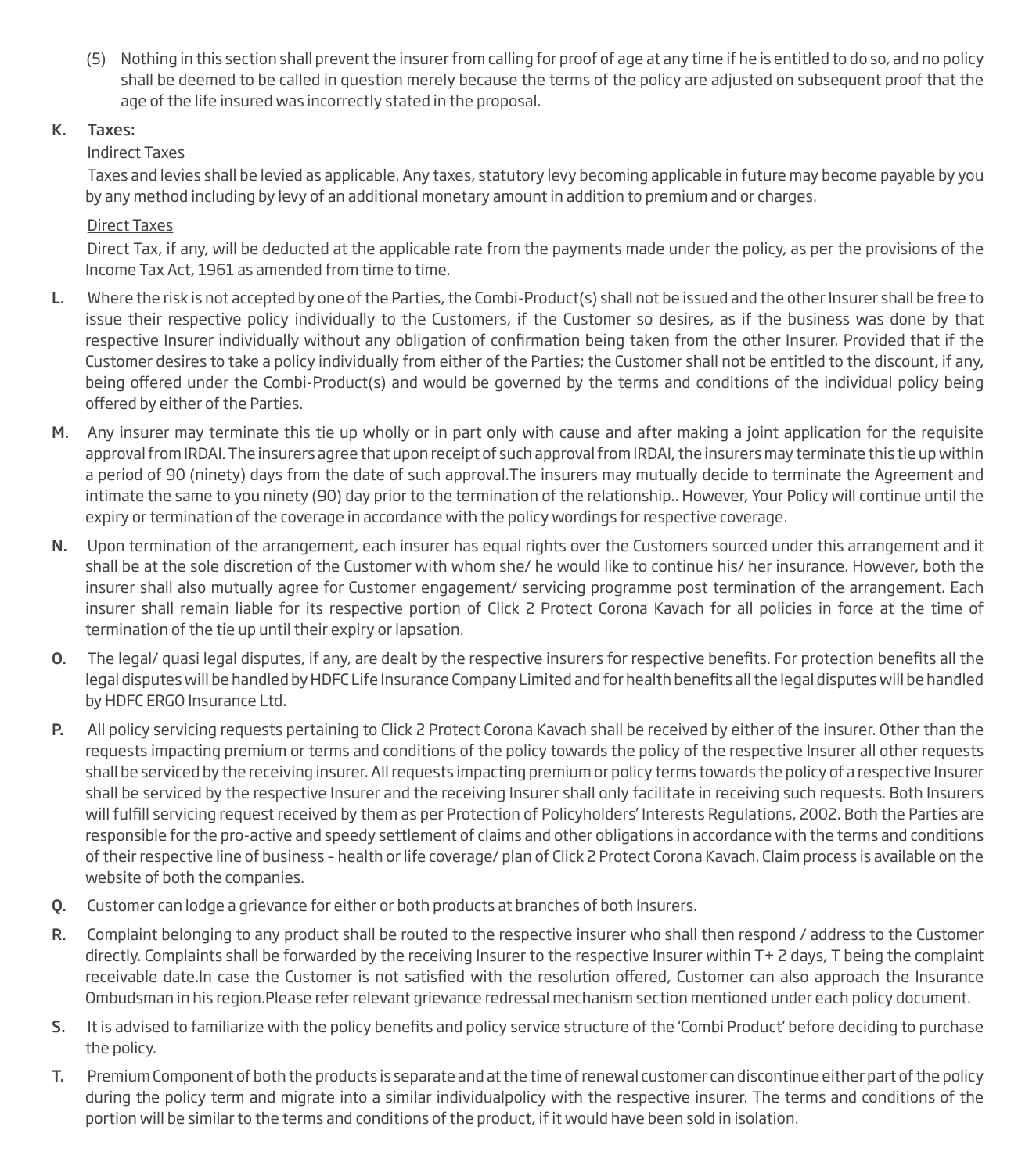(5) Nothing in this section shall prevent the insurer from calling for proof of age at any time if he is entitled to do so, and no policy shall be deemed to be called in question merely because the terms of the policy are adjusted on subsequent proof that the age of the life insured was incorrectly stated in the proposal.

**K. Taxes:**

Indirect Taxes

Taxes and levies shall be levied as applicable. Any taxes, statutory levy becoming applicable in future may become payable by you by any method including by levy of an additional monetary amount in addition to premium and or charges.

Direct Taxes

Direct Tax, if any, will be deducted at the applicable rate from the payments made under the policy, as per the provisions of the Income Tax Act, 1961 as amended from time to time.

**L.** Where the risk is not accepted by one of the Parties, the Combi-Product(s) shall not be issued and the other Insurer shall be free to issue their respective policy individually to the Customers, if the Customer so desires, as if the business was done by that respective Insurer individually without any obligation of confirmation being taken from the other Insurer. Provided that if the Customer desires to take a policy individually from either of the Parties; the Customer shall not be entitled to the discount, if any, being offered under the Combi-Product(s) and would be governed by the terms and conditions of the individual policy being offered by either of the Parties.

**M.** Any insurer may terminate this tie up wholly or in part only with cause and after making a joint application for the requisite approval from IRDAI. The insurers agree that upon receipt of such approval from IRDAI, the insurers may terminate this tie up within a period of 90 (ninety) days from the date of such approval.The insurers may mutually decide to terminate the Agreement and intimate the same to you ninety (90) day prior to the termination of the relationship.. However, Your Policy will continue until the expiry or termination of the coverage in accordance with the policy wordings for respective coverage.

**N.** Upon termination of the arrangement, each insurer has equal rights over the Customers sourced under this arrangement and it shall be at the sole discretion of the Customer with whom she/ he would like to continue his/ her insurance. However, both the insurer shall also mutually agree for Customer engagement/ servicing programme post termination of the arrangement. Each insurer shall remain liable for its respective portion of Click 2 Protect Corona Kavach for all policies in force at the time of termination of the tie up until their expiry or lapsation.

**O.** The legal/ quasi legal disputes, if any, are dealt by the respective insurers for respective benefits. For protection benefits all the legal disputes will be handled by HDFC Life Insurance Company Limited and for health benefits all the legal disputes will be handled by HDFC ERGO Insurance Ltd.

**P.** All policy servicing requests pertaining to Click 2 Protect Corona Kavach shall be received by either of the insurer. Other than the requests impacting premium or terms and conditions of the policy towards the policy of the respective Insurer all other requests shall be serviced by the receiving insurer. All requests impacting premium or policy terms towards the policy of a respective Insurer shall be serviced by the respective Insurer and the receiving Insurer shall only facilitate in receiving such requests. Both Insurers will fulfill servicing request received by them as per Protection of Policyholders' Interests Regulations, 2002. Both the Parties are responsible for the pro-active and speedy settlement of claims and other obligations in accordance with the terms and conditions of their respective line of business – health or life coverage/ plan of Click 2 Protect Corona Kavach. Claim process is available on the website of both the companies.

**Q.** Customer can lodge a grievance for either or both products at branches of both Insurers.

**R.** Complaint belonging to any product shall be routed to the respective insurer who shall then respond / address to the Customer directly. Complaints shall be forwarded by the receiving Insurer to the respective Insurer within T+ 2 days, T being the complaint receivable date.In case the Customer is not satisfied with the resolution offered, Customer can also approach the Insurance Ombudsman in his region.Please refer relevant grievance redressal mechanism section mentioned under each policy document.

**S.** It is advised to familiarize with the policy benefits and policy service structure of the 'Combi Product' before deciding to purchase the policy.

**T.** Premium Component of both the products is separate and at the time of renewal customer can discontinue either part of the policy during the policy term and migrate into a similar individualpolicy with the respective insurer. The terms and conditions of the portion will be similar to the terms and conditions of the product, if it would have been sold in isolation.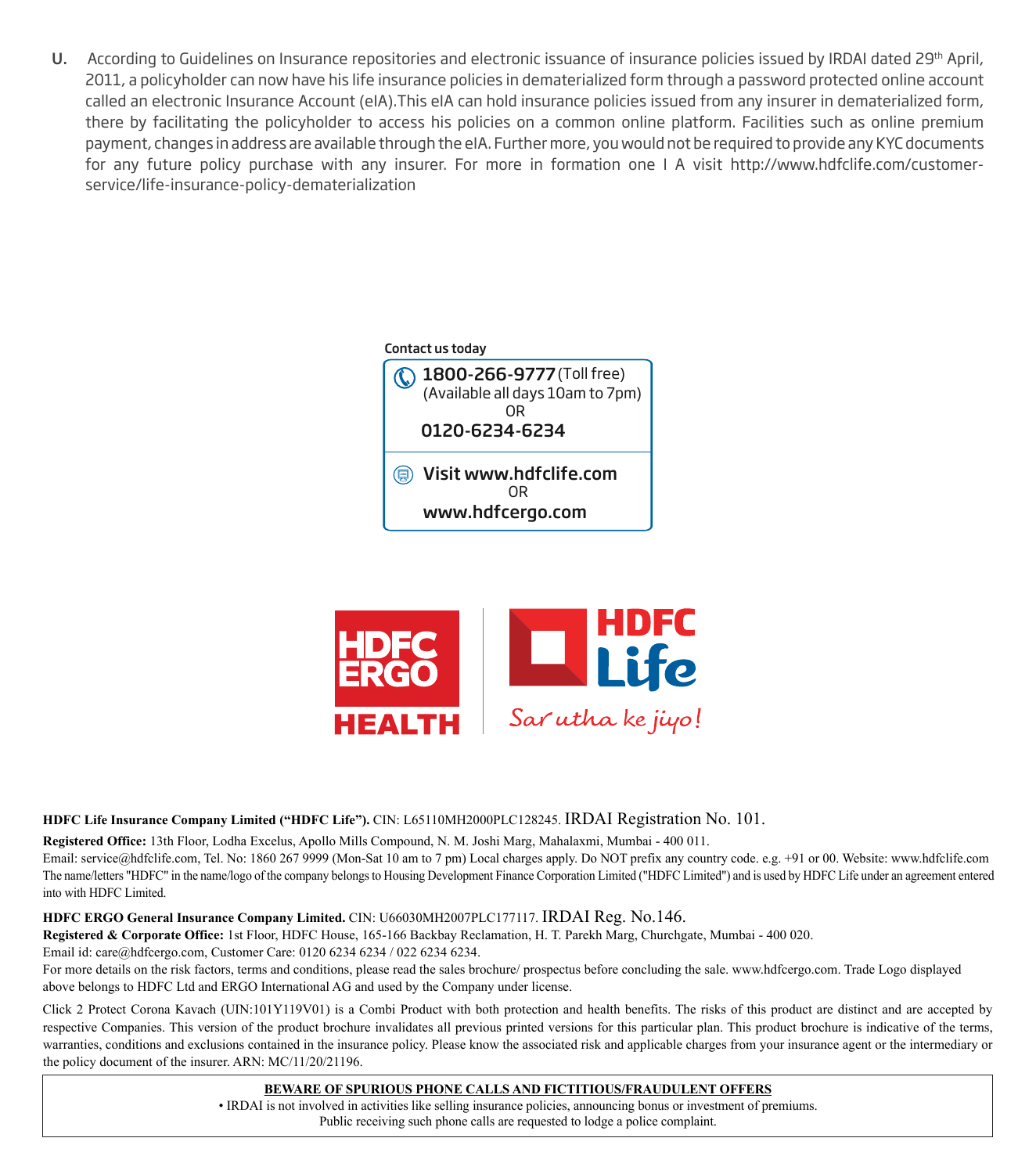U. According to Guidelines on Insurance repositories and electronic issuance of insurance policies issued by IRDAI dated 29th April, 2011, a policyholder can now have his life insurance policies in dematerialized form through a password protected online account called an electronic Insurance Account (eIA).This eIA can hold insurance policies issued from any insurer in dematerialized form, there by facilitating the policyholder to access his policies on a common online platform. Facilities such as online premium payment, changes in address are available through the eIA. Further more, you would not be required to provide any KYC documents for any future policy purchase with any insurer. For more in formation one I A visit http://www.hdfclife.com/customer-service/life-insurance-policy-dematerialization

Contact us today

**1800-266-9777** (Toll free)
(Available all days 10am to 7pm)
OR
**0120-6234-6234**

**Visit www.hdfclife.com**
OR
**www.hdfcergo.com**

HDFC ERGO HEALTH

HDFC Life

*Sar utha ke jiyo!*

**HDFC Life Insurance Company Limited ("HDFC Life").** CIN: L65110MH2000PLC128245. IRDAI Registration No. 101.

**Registered Office:** 13th Floor, Lodha Excelus, Apollo Mills Compound, N. M. Joshi Marg, Mahalaxmi, Mumbai - 400 011.

Email: service@hdfclife.com, Tel. No: 1860 267 9999 (Mon-Sat 10 am to 7 pm) Local charges apply. Do NOT prefix any country code. e.g. +91 or 00. Website: www.hdfclife.com

The name/letters "HDFC" in the name/logo of the company belongs to Housing Development Finance Corporation Limited ("HDFC Limited") and is used by HDFC Life under an agreement entered into with HDFC Limited.

**HDFC ERGO General Insurance Company Limited.** CIN: U66030MH2007PLC177117. IRDAI Reg. No.146.

**Registered & Corporate Office:** 1st Floor, HDFC House, 165-166 Backbay Reclamation, H. T. Parekh Marg, Churchgate, Mumbai - 400 020.

Email id: care@hdfcergo.com, Customer Care: 0120 6234 6234 / 022 6234 6234.

For more details on the risk factors, terms and conditions, please read the sales brochure/ prospectus before concluding the sale. www.hdfcergo.com. Trade Logo displayed above belongs to HDFC Ltd and ERGO International AG and used by the Company under license.

Click 2 Protect Corona Kavach (UIN:101Y119V01) is a Combi Product with both protection and health benefits. The risks of this product are distinct and are accepted by respective Companies. This version of the product brochure invalidates all previous printed versions for this particular plan. This product brochure is indicative of the terms, warranties, conditions and exclusions contained in the insurance policy. Please know the associated risk and applicable charges from your insurance agent or the intermediary or the policy document of the insurer. ARN: MC/11/20/21196.

**BEWARE OF SPURIOUS PHONE CALLS AND FICTITIOUS/FRAUDULENT OFFERS**

• IRDAI is not involved in activities like selling insurance policies, announcing bonus or investment of premiums. Public receiving such phone calls are requested to lodge a police complaint.